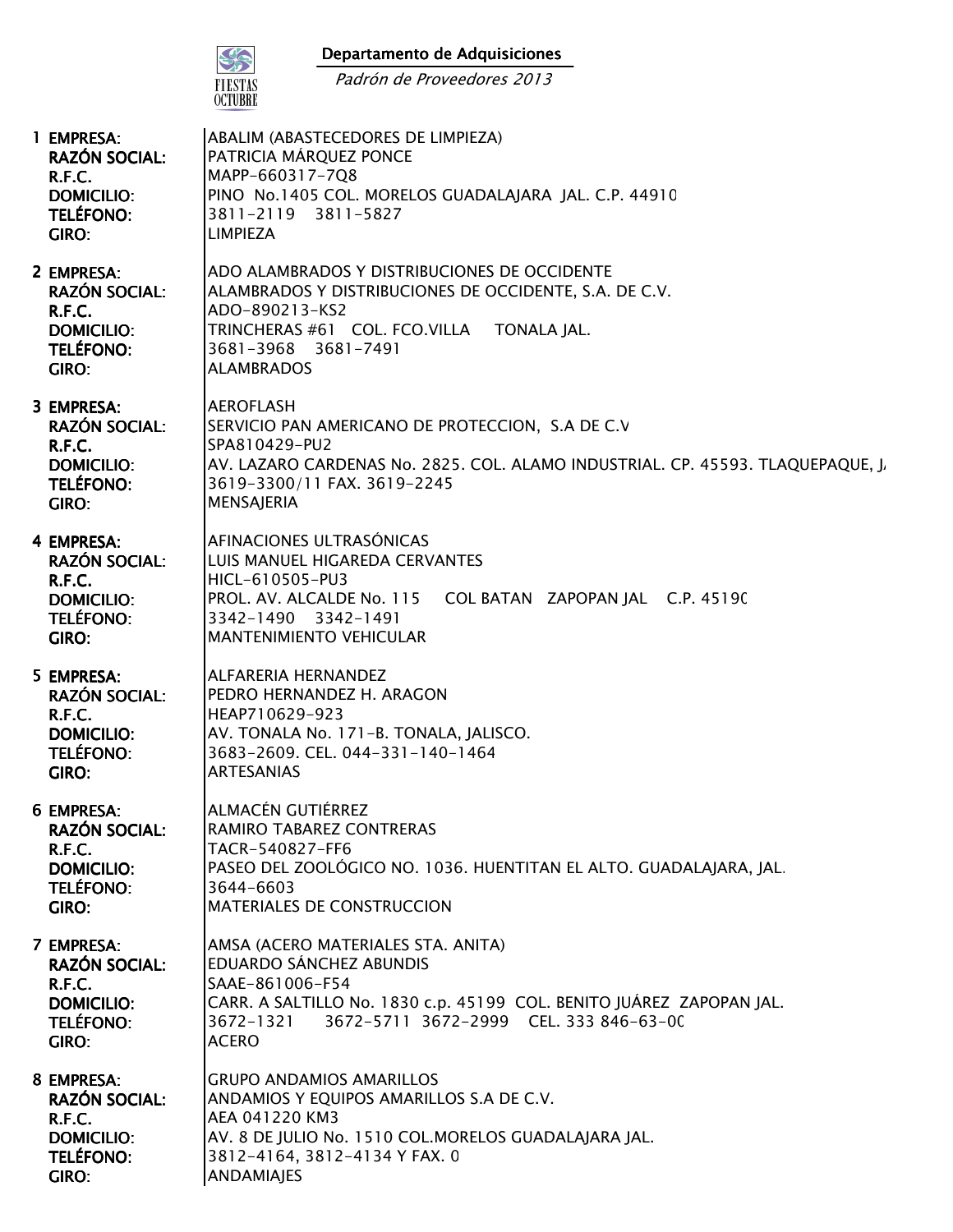FIESTAS OCTUBRE

## Departamento de Adquisiciones

*Padrón de Proveedores 2013*

**1 EMPRESA:** ABALIM (ABASTECEDORES DE LIMPIEZA)
**RAZÓN SOCIAL:** PATRICIA MÁRQUEZ PONCE
**R.F.C.** MAPP-660317-7Q8
**DOMICILIO:** PINO No.1405 COL. MORELOS GUADALAJARA JAL. C.P. 44910
**TELÉFONO:** 3811-2119 3811-5827
**GIRO:** LIMPIEZA

**2 EMPRESA:** ADO ALAMBRADOS Y DISTRIBUCIONES DE OCCIDENTE
**RAZÓN SOCIAL:** ALAMBRADOS Y DISTRIBUCIONES DE OCCIDENTE, S.A. DE C.V.
**R.F.C.** ADO-890213-KS2
**DOMICILIO:** TRINCHERAS #61 COL. FCO.VILLA TONALA JAL.
**TELÉFONO:** 3681-3968 3681-7491
**GIRO:** ALAMBRADOS

**3 EMPRESA:** AEROFLASH
**RAZÓN SOCIAL:** SERVICIO PAN AMERICANO DE PROTECCION, S.A DE C.V
**R.F.C.** SPA810429-PU2
**DOMICILIO:** AV. LAZARO CARDENAS No. 2825. COL. ALAMO INDUSTRIAL. CP. 45593. TLAQUEPAQUE, J
**TELÉFONO:** 3619-3300/11 FAX. 3619-2245
**GIRO:** MENSAJERIA

**4 EMPRESA:** AFINACIONES ULTRASÓNICAS
**RAZÓN SOCIAL:** LUIS MANUEL HIGAREDA CERVANTES
**R.F.C.** HICL-610505-PU3
**DOMICILIO:** PROL. AV. ALCALDE No. 115 COL BATAN ZAPOPAN JAL C.P. 4519
**TELÉFONO:** 3342-1490 3342-1491
**GIRO:** MANTENIMIENTO VEHICULAR

**5 EMPRESA:** ALFARERIA HERNANDEZ
**RAZÓN SOCIAL:** PEDRO HERNANDEZ H. ARAGON
**R.F.C.** HEAP710629-923
**DOMICILIO:** AV. TONALA No. 171-B. TONALA, JALISCO.
**TELÉFONO:** 3683-2609. CEL. 044-331-140-1464
**GIRO:** ARTESANIAS

**6 EMPRESA:** ALMACÉN GUTIÉRREZ
**RAZÓN SOCIAL:** RAMIRO TABAREZ CONTRERAS
**R.F.C.** TACR-540827-FF6
**DOMICILIO:** PASEO DEL ZOOLÓGICO NO. 1036. HUENTITAN EL ALTO. GUADALAJARA, JAL.
**TELÉFONO:** 3644-6603
**GIRO:** MATERIALES DE CONSTRUCCION

**7 EMPRESA:** AMSA (ACERO MATERIALES STA. ANITA)
**RAZÓN SOCIAL:** EDUARDO SÁNCHEZ ABUNDIS
**R.F.C.** SAAE-861006-F54
**DOMICILIO:** CARR. A SALTILLO No. 1830 c.p. 45199 COL. BENITO JUÁREZ ZAPOPAN JAL.
**TELÉFONO:** 3672-1321 3672-5711 3672-2999 CEL. 333 846-63-0
**GIRO:** ACERO

**8 EMPRESA:** GRUPO ANDAMIOS AMARILLOS
**RAZÓN SOCIAL:** ANDAMIOS Y EQUIPOS AMARILLOS S.A DE C.V.
**R.F.C.** AEA 041220 KM3
**DOMICILIO:** AV. 8 DE JULIO No. 1510 COL.MORELOS GUADALAJARA JAL.
**TELÉFONO:** 3812-4164, 3812-4134 Y FAX. 0
**GIRO:** ANDAMIAJES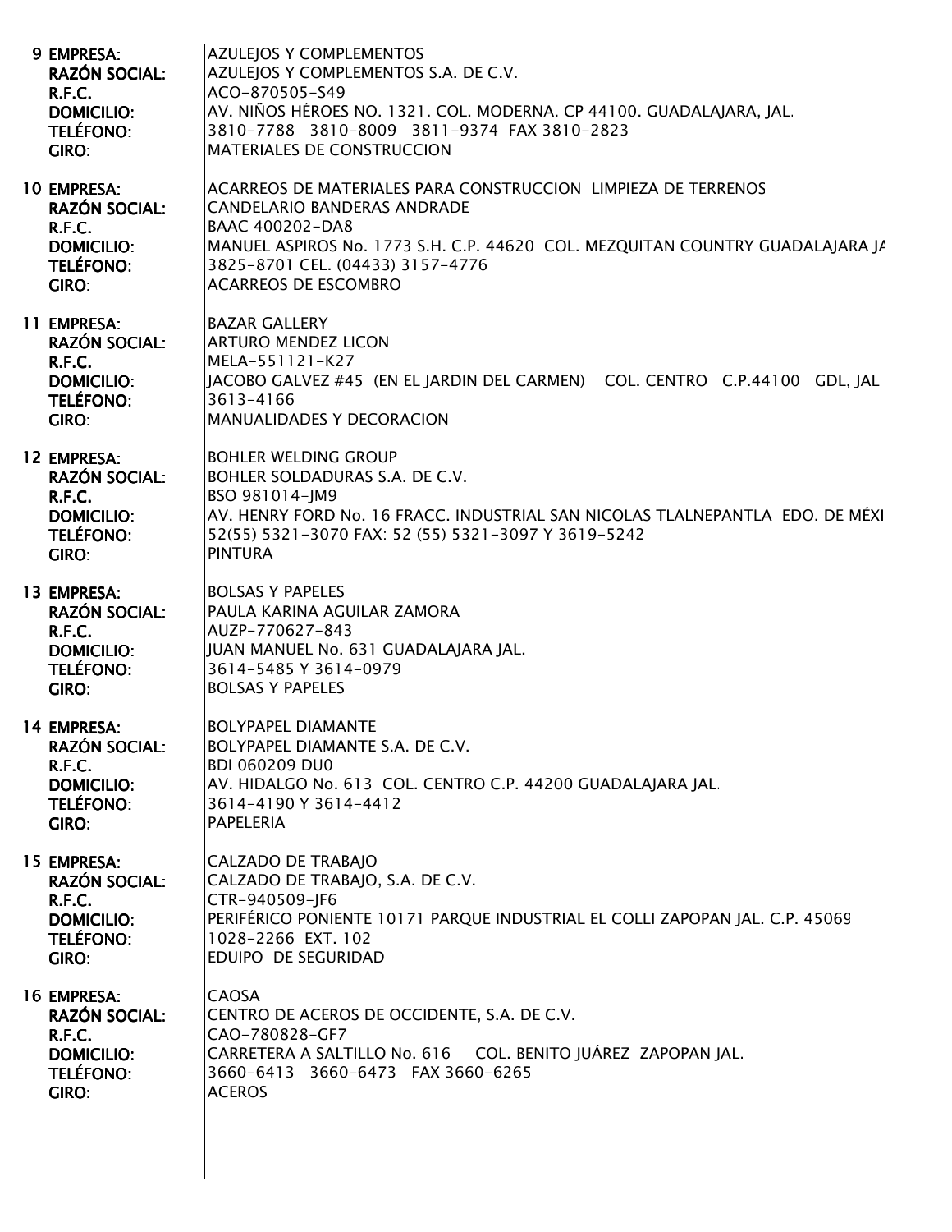9 **EMPRESA:** AZULEJOS Y COMPLEMENTOS
**RAZÓN SOCIAL:** AZULEJOS Y COMPLEMENTOS S.A. DE C.V.
**R.F.C.** ACO-870505-S49
**DOMICILIO:** AV. NIÑOS HÉROES NO. 1321. COL. MODERNA. CP 44100. GUADALAJARA, JAL.
**TELÉFONO:** 3810-7788 3810-8009 3811-9374 FAX 3810-2823
**GIRO:** MATERIALES DE CONSTRUCCION

10 **EMPRESA:** ACARREOS DE MATERIALES PARA CONSTRUCCION LIMPIEZA DE TERRENOS
**RAZÓN SOCIAL:** CANDELARIO BANDERAS ANDRADE
**R.F.C.** BAAC 400202-DA8
**DOMICILIO:** MANUEL ASPIROS No. 1773 S.H. C.P. 44620 COL. MEZQUITAN COUNTRY GUADALAJARA JA
**TELÉFONO:** 3825-8701 CEL. (04433) 3157-4776
**GIRO:** ACARREOS DE ESCOMBRO

11 **EMPRESA:** BAZAR GALLERY
**RAZÓN SOCIAL:** ARTURO MENDEZ LICON
**R.F.C.** MELA-551121-K27
**DOMICILIO:** JACOBO GALVEZ #45 (EN EL JARDIN DEL CARMEN) COL. CENTRO C.P.44100 GDL, JAL.
**TELÉFONO:** 3613-4166
**GIRO:** MANUALIDADES Y DECORACION

12 **EMPRESA:** BOHLER WELDING GROUP
**RAZÓN SOCIAL:** BOHLER SOLDADURAS S.A. DE C.V.
**R.F.C.** BSO 981014-JM9
**DOMICILIO:** AV. HENRY FORD No. 16 FRACC. INDUSTRIAL SAN NICOLAS TLALNEPANTLA EDO. DE MÉXI
**TELÉFONO:** 52(55) 5321-3070 FAX: 52 (55) 5321-3097 Y 3619-5242
**GIRO:** PINTURA

13 **EMPRESA:** BOLSAS Y PAPELES
**RAZÓN SOCIAL:** PAULA KARINA AGUILAR ZAMORA
**R.F.C.** AUZP-770627-843
**DOMICILIO:** JUAN MANUEL No. 631 GUADALAJARA JAL.
**TELÉFONO:** 3614-5485 Y 3614-0979
**GIRO:** BOLSAS Y PAPELES

14 **EMPRESA:** BOLYPAPEL DIAMANTE
**RAZÓN SOCIAL:** BOLYPAPEL DIAMANTE S.A. DE C.V.
**R.F.C.** BDI 060209 DU0
**DOMICILIO:** AV. HIDALGO No. 613 COL. CENTRO C.P. 44200 GUADALAJARA JAL.
**TELÉFONO:** 3614-4190 Y 3614-4412
**GIRO:** PAPELERIA

15 **EMPRESA:** CALZADO DE TRABAJO
**RAZÓN SOCIAL:** CALZADO DE TRABAJO, S.A. DE C.V.
**R.F.C.** CTR-940509-JF6
**DOMICILIO:** PERIFÉRICO PONIENTE 10171 PARQUE INDUSTRIAL EL COLLI ZAPOPAN JAL. C.P. 45069
**TELÉFONO:** 1028-2266 EXT. 102
**GIRO:** EDUIPO DE SEGURIDAD

16 **EMPRESA:** CAOSA
**RAZÓN SOCIAL:** CENTRO DE ACEROS DE OCCIDENTE, S.A. DE C.V.
**R.F.C.** CAO-780828-GF7
**DOMICILIO:** CARRETERA A SALTILLO No. 616 COL. BENITO JUÁREZ ZAPOPAN JAL.
**TELÉFONO:** 3660-6413 3660-6473 FAX 3660-6265
**GIRO:** ACEROS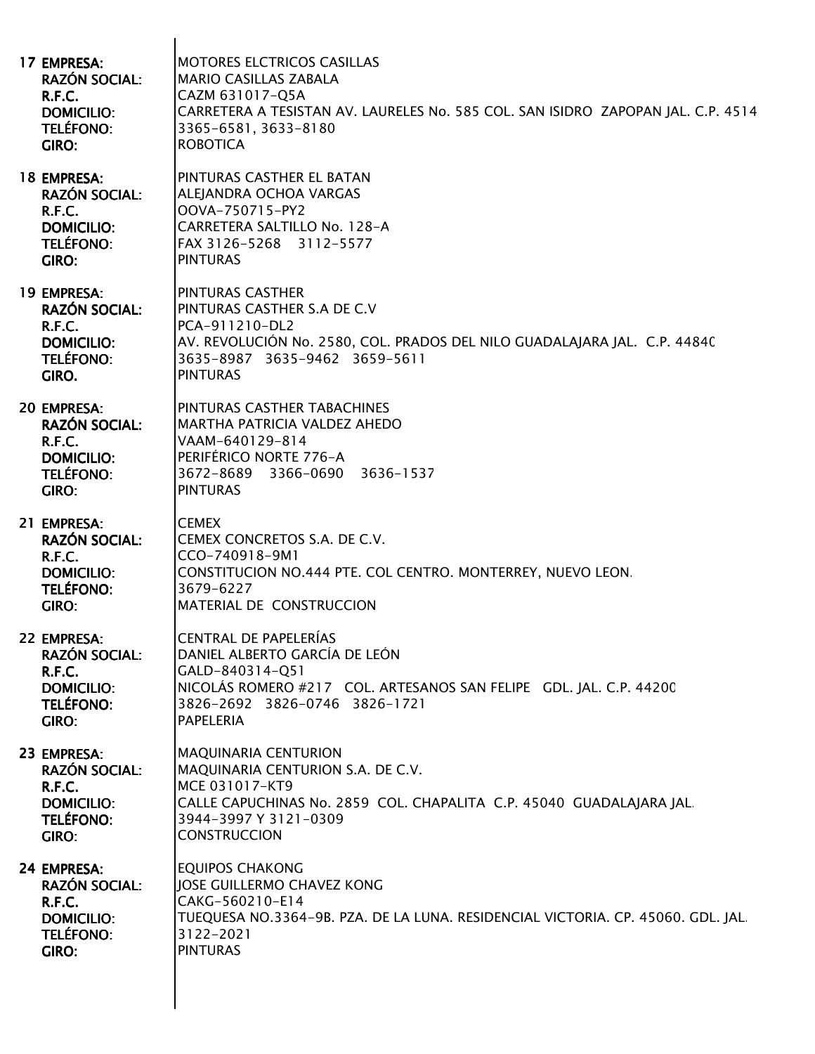**17 EMPRESA:** MOTORES ELCTRICOS CASILLAS
**RAZÓN SOCIAL:** MARIO CASILLAS ZABALA
**R.F.C.** CAZM 631017-Q5A
**DOMICILIO:** CARRETERA A TESISTAN AV. LAURELES No. 585 COL. SAN ISIDRO ZAPOPAN JAL. C.P. 4514
**TELÉFONO:** 3365-6581, 3633-8180
**GIRO:** ROBOTICA

**18 EMPRESA:** PINTURAS CASTHER EL BATAN
**RAZÓN SOCIAL:** ALEJANDRA OCHOA VARGAS
**R.F.C.** OOVA-750715-PY2
**DOMICILIO:** CARRETERA SALTILLO No. 128-A
**TELÉFONO:** FAX 3126-5268 3112-5577
**GIRO:** PINTURAS

**19 EMPRESA:** PINTURAS CASTHER
**RAZÓN SOCIAL:** PINTURAS CASTHER S.A DE C.V
**R.F.C.** PCA-911210-DL2
**DOMICILIO:** AV. REVOLUCIÓN No. 2580, COL. PRADOS DEL NILO GUADALAJARA JAL. C.P. 44840
**TELÉFONO:** 3635-8987 3635-9462 3659-5611
**GIRO.** PINTURAS

**20 EMPRESA:** PINTURAS CASTHER TABACHINES
**RAZÓN SOCIAL:** MARTHA PATRICIA VALDEZ AHEDO
**R.F.C.** VAAM-640129-814
**DOMICILIO:** PERIFÉRICO NORTE 776-A
**TELÉFONO:** 3672-8689 3366-0690 3636-1537
**GIRO:** PINTURAS

**21 EMPRESA:** CEMEX
**RAZÓN SOCIAL:** CEMEX CONCRETOS S.A. DE C.V.
**R.F.C.** CCO-740918-9M1
**DOMICILIO:** CONSTITUCION NO.444 PTE. COL CENTRO. MONTERREY, NUEVO LEON.
**TELÉFONO:** 3679-6227
**GIRO:** MATERIAL DE CONSTRUCCION

**22 EMPRESA:** CENTRAL DE PAPELERÍAS
**RAZÓN SOCIAL:** DANIEL ALBERTO GARCÍA DE LEÓN
**R.F.C.** GALD-840314-Q51
**DOMICILIO:** NICOLÁS ROMERO #217 COL. ARTESANOS SAN FELIPE GDL. JAL. C.P. 44200
**TELÉFONO:** 3826-2692 3826-0746 3826-1721
**GIRO:** PAPELERIA

**23 EMPRESA:** MAQUINARIA CENTURION
**RAZÓN SOCIAL:** MAQUINARIA CENTURION S.A. DE C.V.
**R.F.C.** MCE 031017-KT9
**DOMICILIO:** CALLE CAPUCHINAS No. 2859 COL. CHAPALITA C.P. 45040 GUADALAJARA JAL.
**TELÉFONO:** 3944-3997 Y 3121-0309
**GIRO:** CONSTRUCCION

**24 EMPRESA:** EQUIPOS CHAKONG
**RAZÓN SOCIAL:** JOSE GUILLERMO CHAVEZ KONG
**R.F.C.** CAKG-560210-E14
**DOMICILIO:** TUEQUESA NO.3364-9B. PZA. DE LA LUNA. RESIDENCIAL VICTORIA. CP. 45060. GDL. JAL.
**TELÉFONO:** 3122-2021
**GIRO:** PINTURAS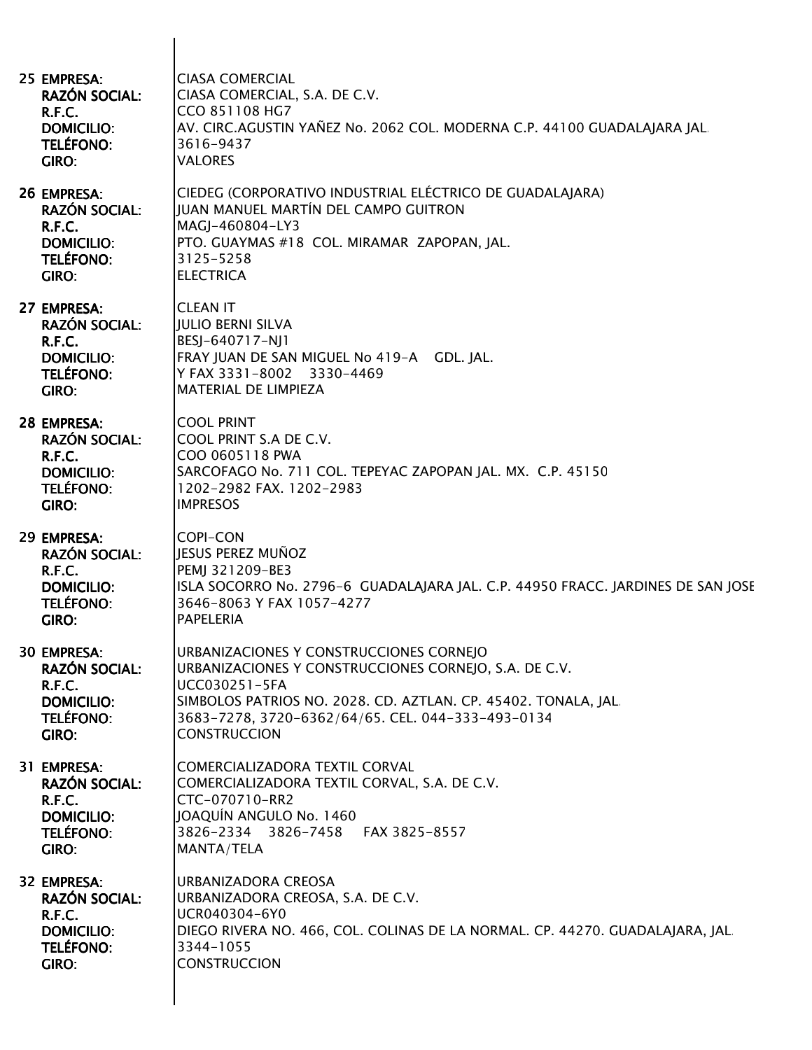25 **EMPRESA:** CIASA COMERCIAL
**RAZÓN SOCIAL:** CIASA COMERCIAL, S.A. DE C.V.
**R.F.C.** CCO 851108 HG7
**DOMICILIO:** AV. CIRC.AGUSTIN YAÑEZ No. 2062 COL. MODERNA C.P. 44100 GUADALAJARA JAL.
**TELÉFONO:** 3616-9437
**GIRO:** VALORES

26 **EMPRESA:** CIEDEG (CORPORATIVO INDUSTRIAL ELÉCTRICO DE GUADALAJARA)
**RAZÓN SOCIAL:** JUAN MANUEL MARTÍN DEL CAMPO GUITRON
**R.F.C.** MAGJ-460804-LY3
**DOMICILIO:** PTO. GUAYMAS #18 COL. MIRAMAR ZAPOPAN, JAL.
**TELÉFONO:** 3125-5258
**GIRO:** ELECTRICA

27 **EMPRESA:** CLEAN IT
**RAZÓN SOCIAL:** JULIO BERNI SILVA
**R.F.C.** BESJ-640717-NJ1
**DOMICILIO:** FRAY JUAN DE SAN MIGUEL No 419-A GDL. JAL.
**TELÉFONO:** Y FAX 3331-8002 3330-4469
**GIRO:** MATERIAL DE LIMPIEZA

28 **EMPRESA:** COOL PRINT
**RAZÓN SOCIAL:** COOL PRINT S.A DE C.V.
**R.F.C.** COO 0605118 PWA
**DOMICILIO:** SARCOFAGO No. 711 COL. TEPEYAC ZAPOPAN JAL. MX. C.P. 45150
**TELÉFONO:** 1202-2982 FAX. 1202-2983
**GIRO:** IMPRESOS

29 **EMPRESA:** COPI-CON
**RAZÓN SOCIAL:** JESUS PEREZ MUÑOZ
**R.F.C.** PEMJ 321209-BE3
**DOMICILIO:** ISLA SOCORRO No. 2796-6 GUADALAJARA JAL. C.P. 44950 FRACC. JARDINES DE SAN JOSE
**TELÉFONO:** 3646-8063 Y FAX 1057-4277
**GIRO:** PAPELERIA

30 **EMPRESA:** URBANIZACIONES Y CONSTRUCCIONES CORNEJO
**RAZÓN SOCIAL:** URBANIZACIONES Y CONSTRUCCIONES CORNEJO, S.A. DE C.V.
**R.F.C.** UCC030251-5FA
**DOMICILIO:** SIMBOLOS PATRIOS NO. 2028. CD. AZTLAN. CP. 45402. TONALA, JAL.
**TELÉFONO:** 3683-7278, 3720-6362/64/65. CEL. 044-333-493-0134
**GIRO:** CONSTRUCCION

31 **EMPRESA:** COMERCIALIZADORA TEXTIL CORVAL
**RAZÓN SOCIAL:** COMERCIALIZADORA TEXTIL CORVAL, S.A. DE C.V.
**R.F.C.** CTC-070710-RR2
**DOMICILIO:** JOAQUÍN ANGULO No. 1460
**TELÉFONO:** 3826-2334 3826-7458 FAX 3825-8557
**GIRO:** MANTA/TELA

32 **EMPRESA:** URBANIZADORA CREOSA
**RAZÓN SOCIAL:** URBANIZADORA CREOSA, S.A. DE C.V.
**R.F.C.** UCR040304-6Y0
**DOMICILIO:** DIEGO RIVERA NO. 466, COL. COLINAS DE LA NORMAL. CP. 44270. GUADALAJARA, JAL.
**TELÉFONO:** 3344-1055
**GIRO:** CONSTRUCCION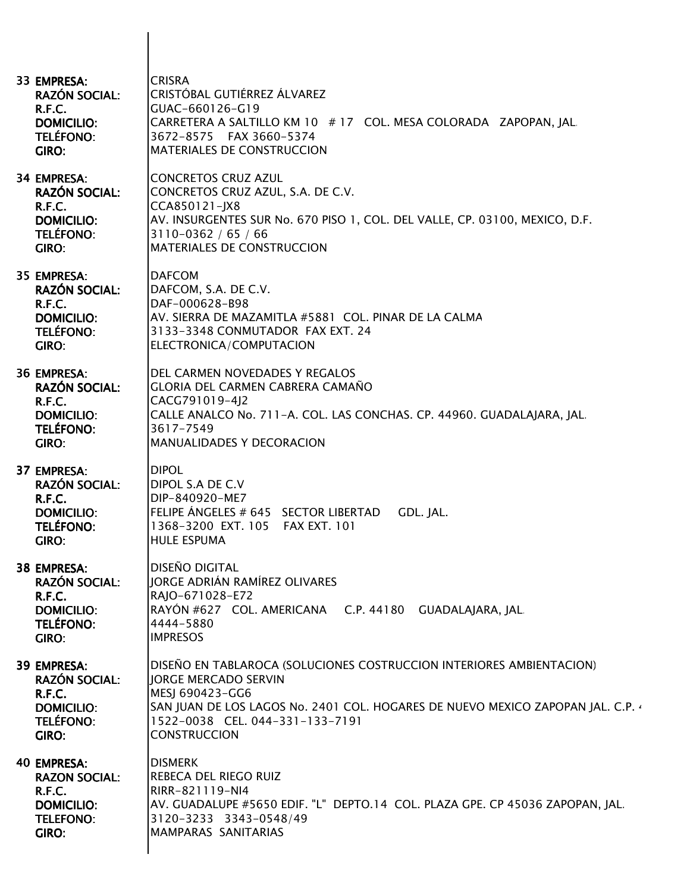33 **EMPRESA:** CRISRA
**RAZÓN SOCIAL:** CRISTÓBAL GUTIÉRREZ ÁLVAREZ
**R.F.C.** GUAC-660126-G19
**DOMICILIO:** CARRETERA A SALTILLO KM 10 # 17 COL. MESA COLORADA ZAPOPAN, JAL.
**TELÉFONO:** 3672-8575 FAX 3660-5374
**GIRO:** MATERIALES DE CONSTRUCCION

34 **EMPRESA:** CONCRETOS CRUZ AZUL
**RAZÓN SOCIAL:** CONCRETOS CRUZ AZUL, S.A. DE C.V.
**R.F.C.** CCA850121-JX8
**DOMICILIO:** AV. INSURGENTES SUR No. 670 PISO 1, COL. DEL VALLE, CP. 03100, MEXICO, D.F.
**TELÉFONO:** 3110-0362 / 65 / 66
**GIRO:** MATERIALES DE CONSTRUCCION

35 **EMPRESA:** DAFCOM
**RAZÓN SOCIAL:** DAFCOM, S.A. DE C.V.
**R.F.C.** DAF-000628-B98
**DOMICILIO:** AV. SIERRA DE MAZAMITLA #5881 COL. PINAR DE LA CALMA
**TELÉFONO:** 3133-3348 CONMUTADOR FAX EXT. 24
**GIRO:** ELECTRONICA/COMPUTACION

36 **EMPRESA:** DEL CARMEN NOVEDADES Y REGALOS
**RAZÓN SOCIAL:** GLORIA DEL CARMEN CABRERA CAMAÑO
**R.F.C.** CACG791019-4J2
**DOMICILIO:** CALLE ANALCO No. 711-A. COL. LAS CONCHAS. CP. 44960. GUADALAJARA, JAL.
**TELÉFONO:** 3617-7549
**GIRO:** MANUALIDADES Y DECORACION

37 **EMPRESA:** DIPOL
**RAZÓN SOCIAL:** DIPOL S.A DE C.V
**R.F.C.** DIP-840920-ME7
**DOMICILIO:** FELIPE ÁNGELES # 645 SECTOR LIBERTAD GDL. JAL.
**TELÉFONO:** 1368-3200 EXT. 105 FAX EXT. 101
**GIRO:** HULE ESPUMA

38 **EMPRESA:** DISEÑO DIGITAL
**RAZÓN SOCIAL:** JORGE ADRIÁN RAMÍREZ OLIVARES
**R.F.C.** RAJO-671028-E72
**DOMICILIO:** RAYÓN #627 COL. AMERICANA C.P. 44180 GUADALAJARA, JAL.
**TELÉFONO:** 4444-5880
**GIRO:** IMPRESOS

39 **EMPRESA:** DISEÑO EN TABLAROCA (SOLUCIONES COSTRUCCION INTERIORES AMBIENTACION)
**RAZÓN SOCIAL:** JORGE MERCADO SERVIN
**R.F.C.** MESJ 690423-GG6
**DOMICILIO:** SAN JUAN DE LOS LAGOS No. 2401 COL. HOGARES DE NUEVO MEXICO ZAPOPAN JAL. C.P. 4
**TELÉFONO:** 1522-0038 CEL. 044-331-133-7191
**GIRO:** CONSTRUCCION

40 **EMPRESA:** DISMERK
**RAZON SOCIAL:** REBECA DEL RIEGO RUIZ
**R.F.C.** RIRR-821119-NI4
**DOMICILIO:** AV. GUADALUPE #5650 EDIF. "L" DEPTO.14 COL. PLAZA GPE. CP 45036 ZAPOPAN, JAL.
**TELEFONO:** 3120-3233 3343-0548/49
**GIRO:** MAMPARAS SANITARIAS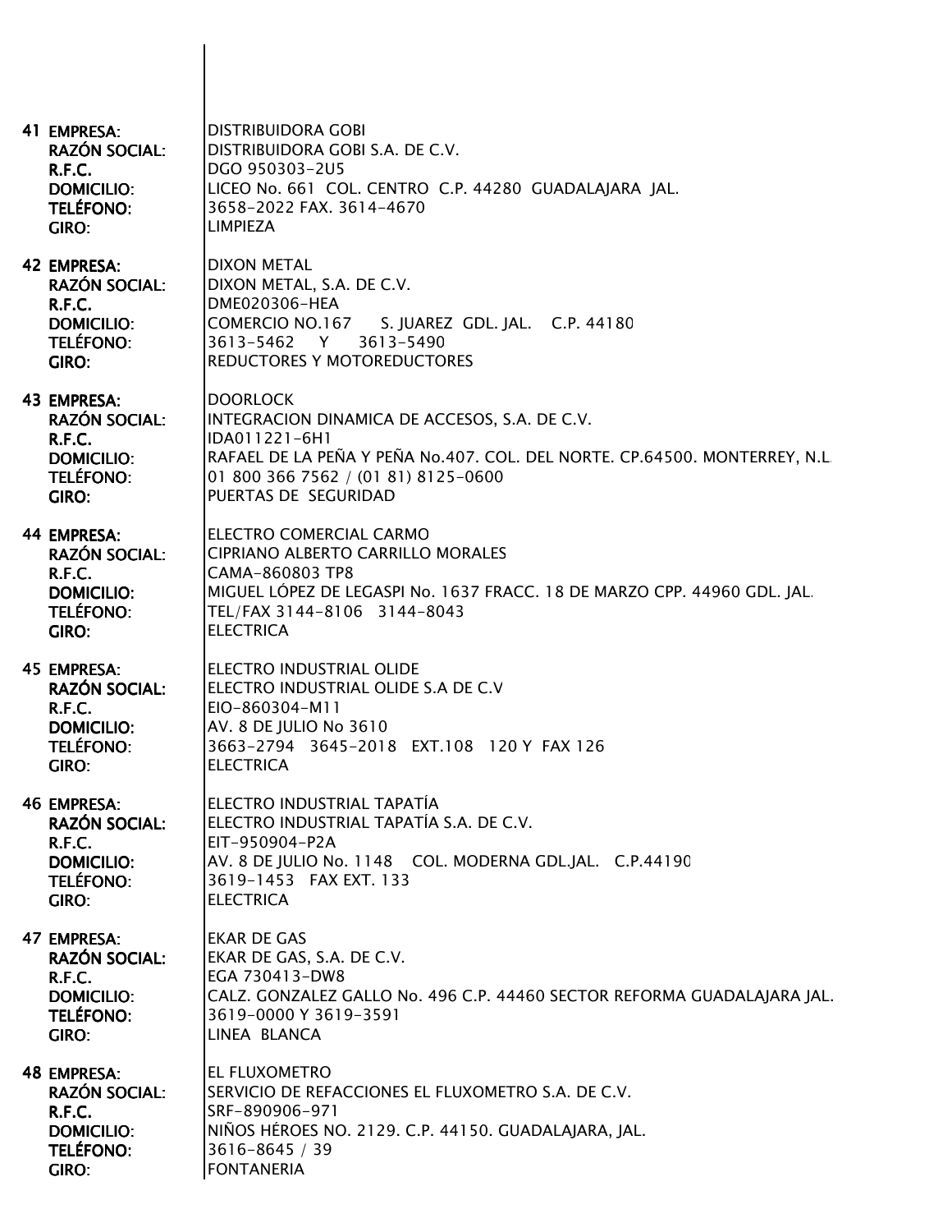41 **EMPRESA:** DISTRIBUIDORA GOBI
**RAZÓN SOCIAL:** DISTRIBUIDORA GOBI S.A. DE C.V.
**R.F.C.** DGO 950303-2U5
**DOMICILIO:** LICEO No. 661 COL. CENTRO C.P. 44280 GUADALAJARA JAL.
**TELÉFONO:** 3658-2022 FAX. 3614-4670
**GIRO:** LIMPIEZA

42 **EMPRESA:** DIXON METAL
**RAZÓN SOCIAL:** DIXON METAL, S.A. DE C.V.
**R.F.C.** DME020306-HEA
**DOMICILIO:** COMERCIO NO.167 S. JUAREZ GDL. JAL. C.P. 44180
**TELÉFONO:** 3613-5462 Y 3613-5490
**GIRO:** REDUCTORES Y MOTOREDUCTORES

43 **EMPRESA:** DOORLOCK
**RAZÓN SOCIAL:** INTEGRACION DINAMICA DE ACCESOS, S.A. DE C.V.
**R.F.C.** IDA011221-6H1
**DOMICILIO:** RAFAEL DE LA PEÑA Y PEÑA No.407. COL. DEL NORTE. CP.64500. MONTERREY, N.L.
**TELÉFONO:** 01 800 366 7562 / (01 81) 8125-0600
**GIRO:** PUERTAS DE SEGURIDAD

44 **EMPRESA:** ELECTRO COMERCIAL CARMO
**RAZÓN SOCIAL:** CIPRIANO ALBERTO CARRILLO MORALES
**R.F.C.** CAMA-860803 TP8
**DOMICILIO:** MIGUEL LÓPEZ DE LEGASPI No. 1637 FRACC. 18 DE MARZO CPP. 44960 GDL. JAL.
**TELÉFONO:** TEL/FAX 3144-8106 3144-8043
**GIRO:** ELECTRICA

45 **EMPRESA:** ELECTRO INDUSTRIAL OLIDE
**RAZÓN SOCIAL:** ELECTRO INDUSTRIAL OLIDE S.A DE C.V
**R.F.C.** EIO-860304-M11
**DOMICILIO:** AV. 8 DE JULIO No 3610
**TELÉFONO:** 3663-2794 3645-2018 EXT.108 120 Y FAX 126
**GIRO:** ELECTRICA

46 **EMPRESA:** ELECTRO INDUSTRIAL TAPATÍA
**RAZÓN SOCIAL:** ELECTRO INDUSTRIAL TAPATÍA S.A. DE C.V.
**R.F.C.** EIT-950904-P2A
**DOMICILIO:** AV. 8 DE JULIO No. 1148 COL. MODERNA GDL.JAL. C.P.44190
**TELÉFONO:** 3619-1453 FAX EXT. 133
**GIRO:** ELECTRICA

47 **EMPRESA:** EKAR DE GAS
**RAZÓN SOCIAL:** EKAR DE GAS, S.A. DE C.V.
**R.F.C.** EGA 730413-DW8
**DOMICILIO:** CALZ. GONZALEZ GALLO No. 496 C.P. 44460 SECTOR REFORMA GUADALAJARA JAL.
**TELÉFONO:** 3619-0000 Y 3619-3591
**GIRO:** LINEA BLANCA

48 **EMPRESA:** EL FLUXOMETRO
**RAZÓN SOCIAL:** SERVICIO DE REFACCIONES EL FLUXOMETRO S.A. DE C.V.
**R.F.C.** SRF-890906-971
**DOMICILIO:** NIÑOS HÉROES NO. 2129. C.P. 44150. GUADALAJARA, JAL.
**TELÉFONO:** 3616-8645 / 39
**GIRO:** FONTANERIA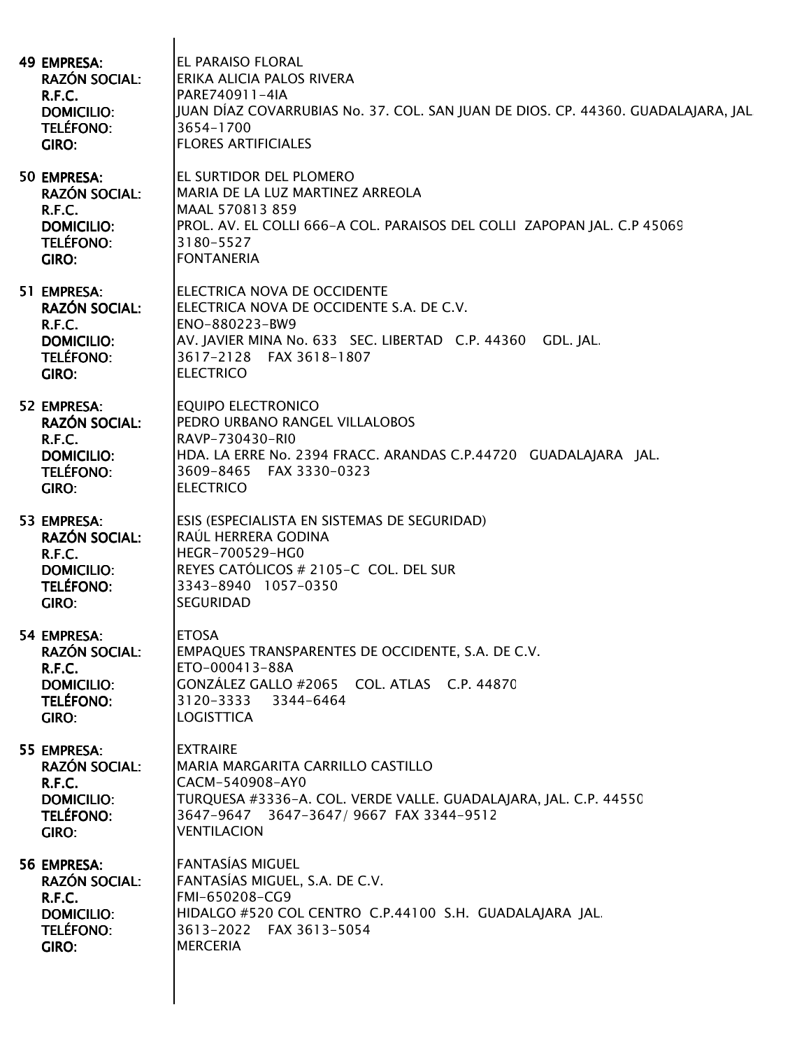**49 EMPRESA:** EL PARAISO FLORAL
**RAZÓN SOCIAL:** ERIKA ALICIA PALOS RIVERA
**R.F.C.** PARE740911-4IA
**DOMICILIO:** JUAN DÍAZ COVARRUBIAS No. 37. COL. SAN JUAN DE DIOS. CP. 44360. GUADALAJARA, JAL
**TELÉFONO:** 3654-1700
**GIRO:** FLORES ARTIFICIALES

**50 EMPRESA:** EL SURTIDOR DEL PLOMERO
**RAZÓN SOCIAL:** MARIA DE LA LUZ MARTINEZ ARREOLA
**R.F.C.** MAAL 570813 859
**DOMICILIO:** PROL. AV. EL COLLI 666-A COL. PARAISOS DEL COLLI ZAPOPAN JAL. C.P 45069
**TELÉFONO:** 3180-5527
**GIRO:** FONTANERIA

**51 EMPRESA:** ELECTRICA NOVA DE OCCIDENTE
**RAZÓN SOCIAL:** ELECTRICA NOVA DE OCCIDENTE S.A. DE C.V.
**R.F.C.** ENO-880223-BW9
**DOMICILIO:** AV. JAVIER MINA No. 633 SEC. LIBERTAD C.P. 44360 GDL. JAL.
**TELÉFONO:** 3617-2128 FAX 3618-1807
**GIRO:** ELECTRICO

**52 EMPRESA:** EQUIPO ELECTRONICO
**RAZÓN SOCIAL:** PEDRO URBANO RANGEL VILLALOBOS
**R.F.C.** RAVP-730430-RI0
**DOMICILIO:** HDA. LA ERRE No. 2394 FRACC. ARANDAS C.P.44720 GUADALAJARA JAL.
**TELÉFONO:** 3609-8465 FAX 3330-0323
**GIRO:** ELECTRICO

**53 EMPRESA:** ESIS (ESPECIALISTA EN SISTEMAS DE SEGURIDAD)
**RAZÓN SOCIAL:** RAÚL HERRERA GODINA
**R.F.C.** HEGR-700529-HG0
**DOMICILIO:** REYES CATÓLICOS # 2105-C COL. DEL SUR
**TELÉFONO:** 3343-8940 1057-0350
**GIRO:** SEGURIDAD

**54 EMPRESA:** ETOSA
**RAZÓN SOCIAL:** EMPAQUES TRANSPARENTES DE OCCIDENTE, S.A. DE C.V.
**R.F.C.** ETO-000413-88A
**DOMICILIO:** GONZÁLEZ GALLO #2065 COL. ATLAS C.P. 44870
**TELÉFONO:** 3120-3333 3344-6464
**GIRO:** LOGISTTICA

**55 EMPRESA:** EXTRAIRE
**RAZÓN SOCIAL:** MARIA MARGARITA CARRILLO CASTILLO
**R.F.C.** CACM-540908-AY0
**DOMICILIO:** TURQUESA #3336-A. COL. VERDE VALLE. GUADALAJARA, JAL. C.P. 44550
**TELÉFONO:** 3647-9647 3647-3647/ 9667 FAX 3344-9512
**GIRO:** VENTILACION

**56 EMPRESA:** FANTASÍAS MIGUEL
**RAZÓN SOCIAL:** FANTASÍAS MIGUEL, S.A. DE C.V.
**R.F.C.** FMI-650208-CG9
**DOMICILIO:** HIDALGO #520 COL CENTRO C.P.44100 S.H. GUADALAJARA JAL.
**TELÉFONO:** 3613-2022 FAX 3613-5054
**GIRO:** MERCERIA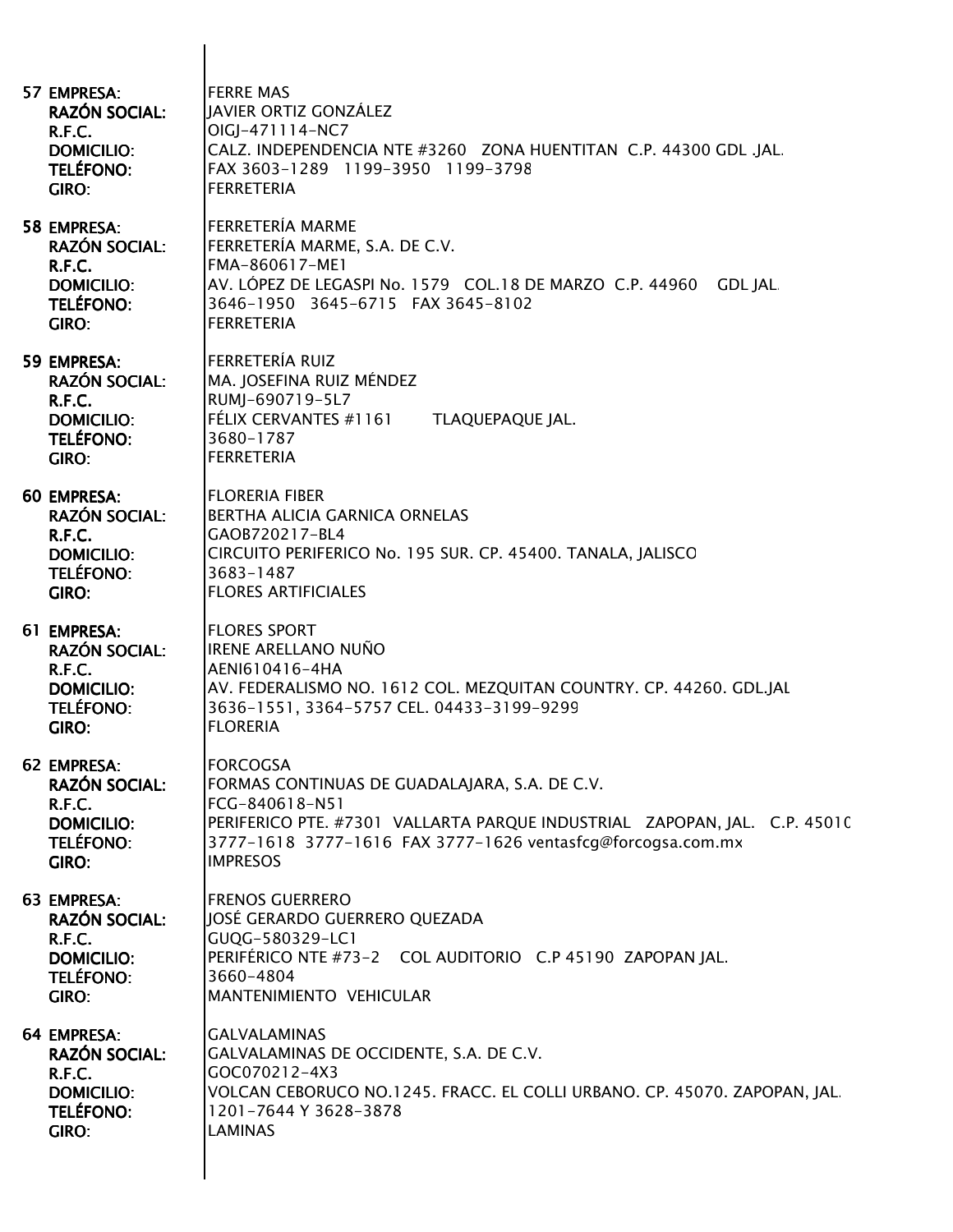57 **EMPRESA:** FERRE MAS
**RAZÓN SOCIAL:** JAVIER ORTIZ GONZÁLEZ
**R.F.C.** OIGJ-471114-NC7
**DOMICILIO:** CALZ. INDEPENDENCIA NTE #3260 ZONA HUENTITAN C.P. 44300 GDL .JAL.
**TELÉFONO:** FAX 3603-1289 1199-3950 1199-3798
**GIRO:** FERRETERIA

58 **EMPRESA:** FERRETERÍA MARME
**RAZÓN SOCIAL:** FERRETERÍA MARME, S.A. DE C.V.
**R.F.C.** FMA-860617-ME1
**DOMICILIO:** AV. LÓPEZ DE LEGASPI No. 1579 COL.18 DE MARZO C.P. 44960 GDL JAL.
**TELÉFONO:** 3646-1950 3645-6715 FAX 3645-8102
**GIRO:** FERRETERIA

59 **EMPRESA:** FERRETERÍA RUIZ
**RAZÓN SOCIAL:** MA. JOSEFINA RUIZ MÉNDEZ
**R.F.C.** RUMJ-690719-5L7
**DOMICILIO:** FÉLIX CERVANTES #1161 TLAQUEPAQUE JAL.
**TELÉFONO:** 3680-1787
**GIRO:** FERRETERIA

60 **EMPRESA:** FLORERIA FIBER
**RAZÓN SOCIAL:** BERTHA ALICIA GARNICA ORNELAS
**R.F.C.** GAOB720217-BL4
**DOMICILIO:** CIRCUITO PERIFERICO No. 195 SUR. CP. 45400. TANALA, JALISCO
**TELÉFONO:** 3683-1487
**GIRO:** FLORES ARTIFICIALES

61 **EMPRESA:** FLORES SPORT
**RAZÓN SOCIAL:** IRENE ARELLANO NUÑO
**R.F.C.** AENI610416-4HA
**DOMICILIO:** AV. FEDERALISMO NO. 1612 COL. MEZQUITAN COUNTRY. CP. 44260. GDL.JAL
**TELÉFONO:** 3636-1551, 3364-5757 CEL. 04433-3199-9299
**GIRO:** FLORERIA

62 **EMPRESA:** FORCOGSA
**RAZÓN SOCIAL:** FORMAS CONTINUAS DE GUADALAJARA, S.A. DE C.V.
**R.F.C.** FCG-840618-N51
**DOMICILIO:** PERIFERICO PTE. #7301 VALLARTA PARQUE INDUSTRIAL ZAPOPAN, JAL. C.P. 45010
**TELÉFONO:** 3777-1618 3777-1616 FAX 3777-1626 ventasfcg@forcogsa.com.mx
**GIRO:** IMPRESOS

63 **EMPRESA:** FRENOS GUERRERO
**RAZÓN SOCIAL:** JOSÉ GERARDO GUERRERO QUEZADA
**R.F.C.** GUQG-580329-LC1
**DOMICILIO:** PERIFÉRICO NTE #73-2 COL AUDITORIO C.P 45190 ZAPOPAN JAL.
**TELÉFONO:** 3660-4804
**GIRO:** MANTENIMIENTO VEHICULAR

64 **EMPRESA:** GALVALAMINAS
**RAZÓN SOCIAL:** GALVALAMINAS DE OCCIDENTE, S.A. DE C.V.
**R.F.C.** GOC070212-4X3
**DOMICILIO:** VOLCAN CEBORUCO NO.1245. FRACC. EL COLLI URBANO. CP. 45070. ZAPOPAN, JAL.
**TELÉFONO:** 1201-7644 Y 3628-3878
**GIRO:** LAMINAS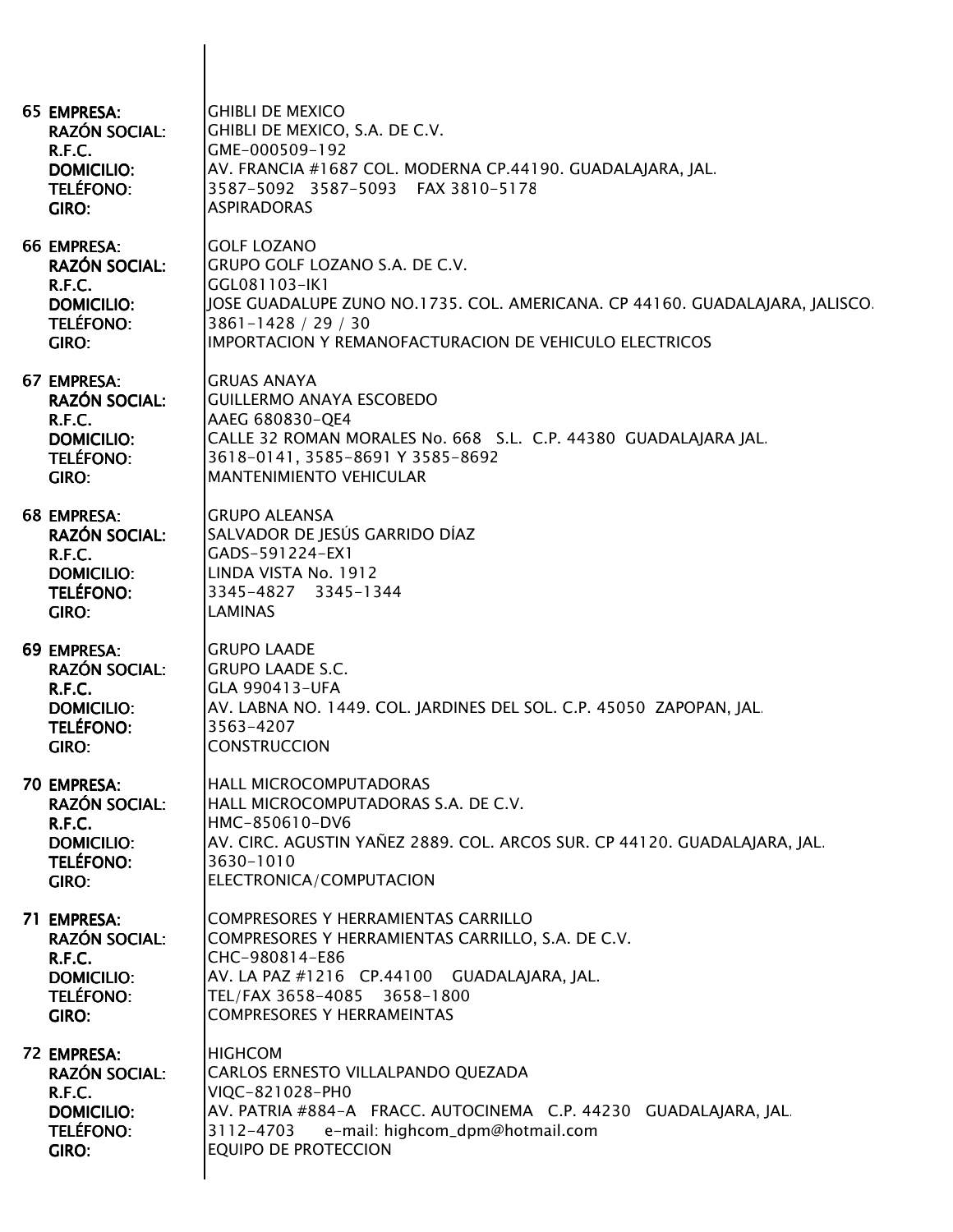65 **EMPRESA:** GHIBLI DE MEXICO
**RAZÓN SOCIAL:** GHIBLI DE MEXICO, S.A. DE C.V.
**R.F.C.** GME-000509-192
**DOMICILIO:** AV. FRANCIA #1687 COL. MODERNA CP.44190. GUADALAJARA, JAL.
**TELÉFONO:** 3587-5092 3587-5093 FAX 3810-5178
**GIRO:** ASPIRADORAS

66 **EMPRESA:** GOLF LOZANO
**RAZÓN SOCIAL:** GRUPO GOLF LOZANO S.A. DE C.V.
**R.F.C.** GGL081103-IK1
**DOMICILIO:** JOSE GUADALUPE ZUNO NO.1735. COL. AMERICANA. CP 44160. GUADALAJARA, JALISCO.
**TELÉFONO:** 3861-1428 / 29 / 30
**GIRO:** IMPORTACION Y REMANOFACTURACION DE VEHICULO ELECTRICOS

67 **EMPRESA:** GRUAS ANAYA
**RAZÓN SOCIAL:** GUILLERMO ANAYA ESCOBEDO
**R.F.C.** AAEG 680830-QE4
**DOMICILIO:** CALLE 32 ROMAN MORALES No. 668 S.L. C.P. 44380 GUADALAJARA JAL.
**TELÉFONO:** 3618-0141, 3585-8691 Y 3585-8692
**GIRO:** MANTENIMIENTO VEHICULAR

68 **EMPRESA:** GRUPO ALEANSA
**RAZÓN SOCIAL:** SALVADOR DE JESÚS GARRIDO DÍAZ
**R.F.C.** GADS-591224-EX1
**DOMICILIO:** LINDA VISTA No. 1912
**TELÉFONO:** 3345-4827 3345-1344
**GIRO:** LAMINAS

69 **EMPRESA:** GRUPO LAADE
**RAZÓN SOCIAL:** GRUPO LAADE S.C.
**R.F.C.** GLA 990413-UFA
**DOMICILIO:** AV. LABNA NO. 1449. COL. JARDINES DEL SOL. C.P. 45050 ZAPOPAN, JAL.
**TELÉFONO:** 3563-4207
**GIRO:** CONSTRUCCION

70 **EMPRESA:** HALL MICROCOMPUTADORAS
**RAZÓN SOCIAL:** HALL MICROCOMPUTADORAS S.A. DE C.V.
**R.F.C.** HMC-850610-DV6
**DOMICILIO:** AV. CIRC. AGUSTIN YAÑEZ 2889. COL. ARCOS SUR. CP 44120. GUADALAJARA, JAL.
**TELÉFONO:** 3630-1010
**GIRO:** ELECTRONICA/COMPUTACION

71 **EMPRESA:** COMPRESORES Y HERRAMIENTAS CARRILLO
**RAZÓN SOCIAL:** COMPRESORES Y HERRAMIENTAS CARRILLO, S.A. DE C.V.
**R.F.C.** CHC-980814-E86
**DOMICILIO:** AV. LA PAZ #1216 CP.44100 GUADALAJARA, JAL.
**TELÉFONO:** TEL/FAX 3658-4085 3658-1800
**GIRO:** COMPRESORES Y HERRAMEINTAS

72 **EMPRESA:** HIGHCOM
**RAZÓN SOCIAL:** CARLOS ERNESTO VILLALPANDO QUEZADA
**R.F.C.** VIQC-821028-PH0
**DOMICILIO:** AV. PATRIA #884-A FRACC. AUTOCINEMA C.P. 44230 GUADALAJARA, JAL.
**TELÉFONO:** 3112-4703 e-mail: highcom_dpm@hotmail.com
**GIRO:** EQUIPO DE PROTECCION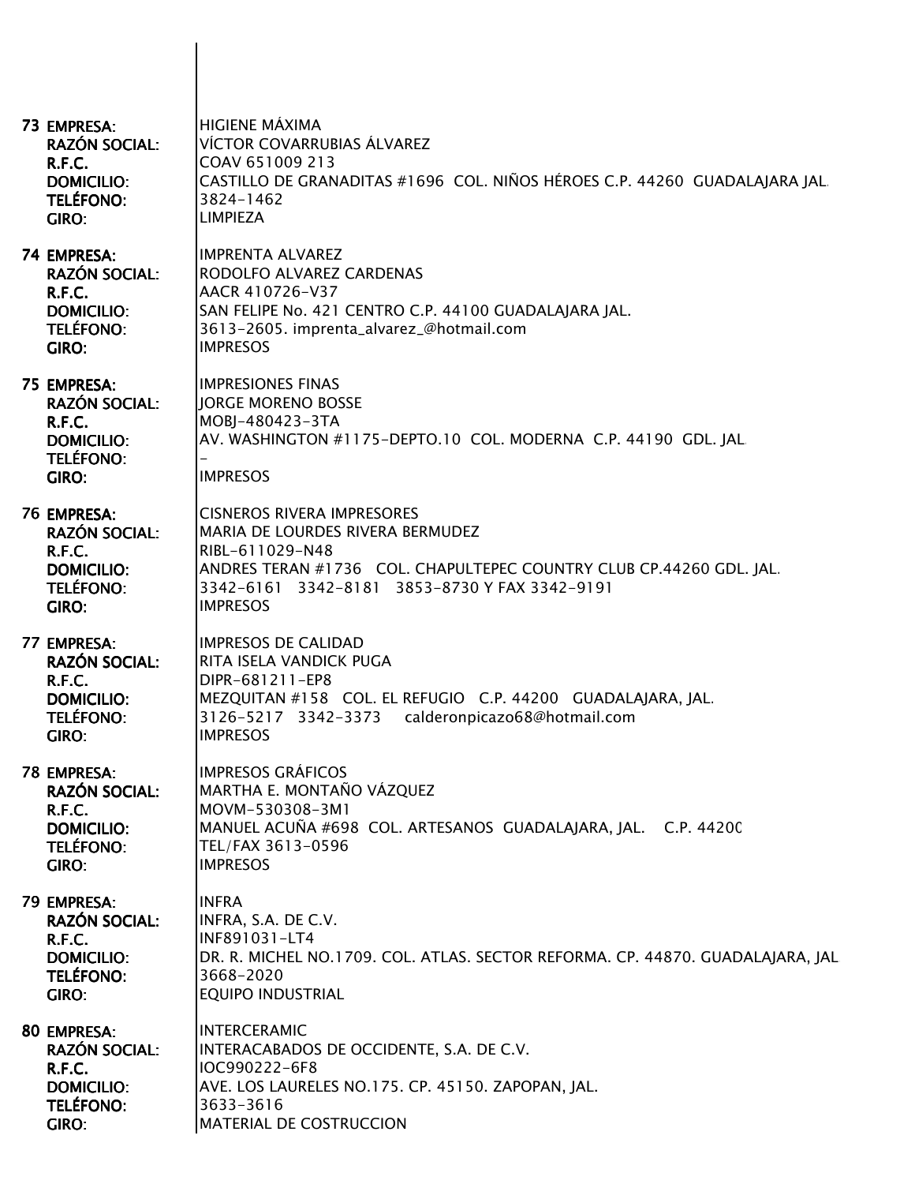**73 EMPRESA:** HIGIENE MÁXIMA
**RAZÓN SOCIAL:** VÍCTOR COVARRUBIAS ÁLVAREZ
**R.F.C.** COAV 651009 213
**DOMICILIO:** CASTILLO DE GRANADITAS #1696 COL. NIÑOS HÉROES C.P. 44260 GUADALAJARA JAL.
**TELÉFONO:** 3824-1462
**GIRO:** LIMPIEZA

**74 EMPRESA:** IMPRENTA ALVAREZ
**RAZÓN SOCIAL:** RODOLFO ALVAREZ CARDENAS
**R.F.C.** AACR 410726-V37
**DOMICILIO:** SAN FELIPE No. 421 CENTRO C.P. 44100 GUADALAJARA JAL.
**TELÉFONO:** 3613-2605. imprenta_alvarez_@hotmail.com
**GIRO:** IMPRESOS

**75 EMPRESA:** IMPRESIONES FINAS
**RAZÓN SOCIAL:** JORGE MORENO BOSSE
**R.F.C.** MOBJ-480423-3TA
**DOMICILIO:** AV. WASHINGTON #1175-DEPTO.10 COL. MODERNA C.P. 44190 GDL. JAL.
**TELÉFONO:** -
**GIRO:** IMPRESOS

**76 EMPRESA:** CISNEROS RIVERA IMPRESORES
**RAZÓN SOCIAL:** MARIA DE LOURDES RIVERA BERMUDEZ
**R.F.C.** RIBL-611029-N48
**DOMICILIO:** ANDRES TERAN #1736 COL. CHAPULTEPEC COUNTRY CLUB CP.44260 GDL. JAL.
**TELÉFONO:** 3342-6161 3342-8181 3853-8730 Y FAX 3342-9191
**GIRO:** IMPRESOS

**77 EMPRESA:** IMPRESOS DE CALIDAD
**RAZÓN SOCIAL:** RITA ISELA VANDICK PUGA
**R.F.C.** DIPR-681211-EP8
**DOMICILIO:** MEZQUITAN #158 COL. EL REFUGIO C.P. 44200 GUADALAJARA, JAL.
**TELÉFONO:** 3126-5217 3342-3373 calderonpicazo68@hotmail.com
**GIRO:** IMPRESOS

**78 EMPRESA:** IMPRESOS GRÁFICOS
**RAZÓN SOCIAL:** MARTHA E. MONTAÑO VÁZQUEZ
**R.F.C.** MOVM-530308-3M1
**DOMICILIO:** MANUEL ACUÑA #698 COL. ARTESANOS GUADALAJARA, JAL. C.P. 44200
**TELÉFONO:** TEL/FAX 3613-0596
**GIRO:** IMPRESOS

**79 EMPRESA:** INFRA
**RAZÓN SOCIAL:** INFRA, S.A. DE C.V.
**R.F.C.** INF891031-LT4
**DOMICILIO:** DR. R. MICHEL NO.1709. COL. ATLAS. SECTOR REFORMA. CP. 44870. GUADALAJARA, JAL.
**TELÉFONO:** 3668-2020
**GIRO:** EQUIPO INDUSTRIAL

**80 EMPRESA:** INTERCERAMIC
**RAZÓN SOCIAL:** INTERACABADOS DE OCCIDENTE, S.A. DE C.V.
**R.F.C.** IOC990222-6F8
**DOMICILIO:** AVE. LOS LAURELES NO.175. CP. 45150. ZAPOPAN, JAL.
**TELÉFONO:** 3633-3616
**GIRO:** MATERIAL DE COSTRUCCION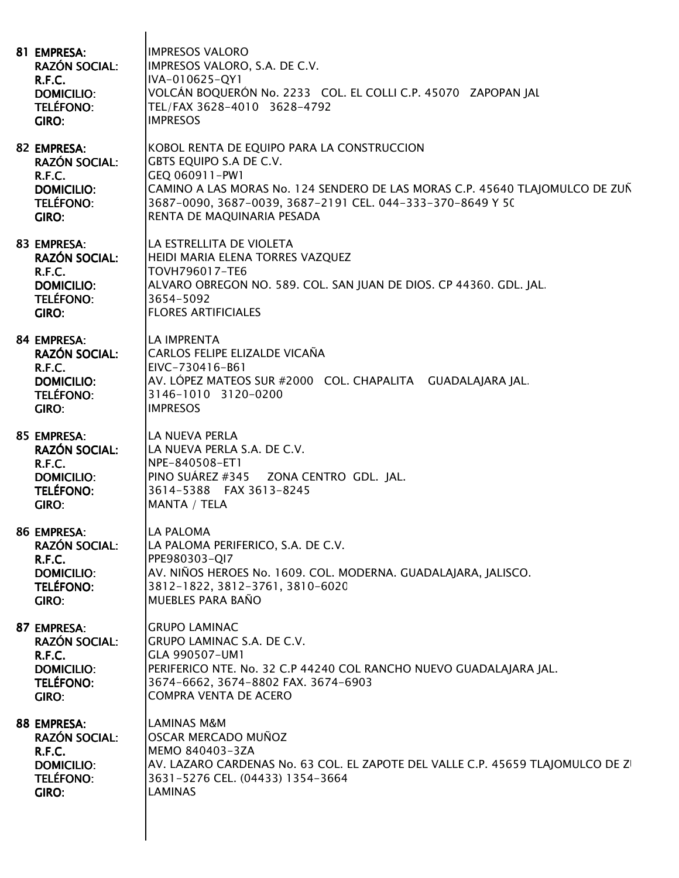81 **EMPRESA:** IMPRESOS VALORO
**RAZÓN SOCIAL:** IMPRESOS VALORO, S.A. DE C.V.
**R.F.C.** IVA-010625-QY1
**DOMICILIO:** VOLCÁN BOQUERÓN No. 2233 COL. EL COLLI C.P. 45070 ZAPOPAN JAL
**TELÉFONO:** TEL/FAX 3628-4010 3628-4792
**GIRO:** IMPRESOS

82 **EMPRESA:** KOBOL RENTA DE EQUIPO PARA LA CONSTRUCCION
**RAZÓN SOCIAL:** GBTS EQUIPO S.A DE C.V.
**R.F.C.** GEQ 060911-PW1
**DOMICILIO:** CAMINO A LAS MORAS No. 124 SENDERO DE LAS MORAS C.P. 45640 TLAJOMULCO DE ZUÑ
**TELÉFONO:** 3687-0090, 3687-0039, 3687-2191 CEL. 044-333-370-8649 Y 50
**GIRO:** RENTA DE MAQUINARIA PESADA

83 **EMPRESA:** LA ESTRELLITA DE VIOLETA
**RAZÓN SOCIAL:** HEIDI MARIA ELENA TORRES VAZQUEZ
**R.F.C.** TOVH796017-TE6
**DOMICILIO:** ALVARO OBREGON NO. 589. COL. SAN JUAN DE DIOS. CP 44360. GDL. JAL.
**TELÉFONO:** 3654-5092
**GIRO:** FLORES ARTIFICIALES

84 **EMPRESA:** LA IMPRENTA
**RAZÓN SOCIAL:** CARLOS FELIPE ELIZALDE VICAÑA
**R.F.C.** EIVC-730416-B61
**DOMICILIO:** AV. LÓPEZ MATEOS SUR #2000 COL. CHAPALITA GUADALAJARA JAL.
**TELÉFONO:** 3146-1010 3120-0200
**GIRO:** IMPRESOS

85 **EMPRESA:** LA NUEVA PERLA
**RAZÓN SOCIAL:** LA NUEVA PERLA S.A. DE C.V.
**R.F.C.** NPE-840508-ET1
**DOMICILIO:** PINO SUÁREZ #345 ZONA CENTRO GDL. JAL.
**TELÉFONO:** 3614-5388 FAX 3613-8245
**GIRO:** MANTA / TELA

86 **EMPRESA:** LA PALOMA
**RAZÓN SOCIAL:** LA PALOMA PERIFERICO, S.A. DE C.V.
**R.F.C.** PPE980303-QI7
**DOMICILIO:** AV. NIÑOS HEROES No. 1609. COL. MODERNA. GUADALAJARA, JALISCO.
**TELÉFONO:** 3812-1822, 3812-3761, 3810-6020
**GIRO:** MUEBLES PARA BAÑO

87 **EMPRESA:** GRUPO LAMINAC
**RAZÓN SOCIAL:** GRUPO LAMINAC S.A. DE C.V.
**R.F.C.** GLA 990507-UM1
**DOMICILIO:** PERIFERICO NTE. No. 32 C.P 44240 COL RANCHO NUEVO GUADALAJARA JAL.
**TELÉFONO:** 3674-6662, 3674-8802 FAX. 3674-6903
**GIRO:** COMPRA VENTA DE ACERO

88 **EMPRESA:** LAMINAS M&M
**RAZÓN SOCIAL:** OSCAR MERCADO MUÑOZ
**R.F.C.** MEMO 840403-3ZA
**DOMICILIO:** AV. LAZARO CARDENAS No. 63 COL. EL ZAPOTE DEL VALLE C.P. 45659 TLAJOMULCO DE ZU
**TELÉFONO:** 3631-5276 CEL. (04433) 1354-3664
**GIRO:** LAMINAS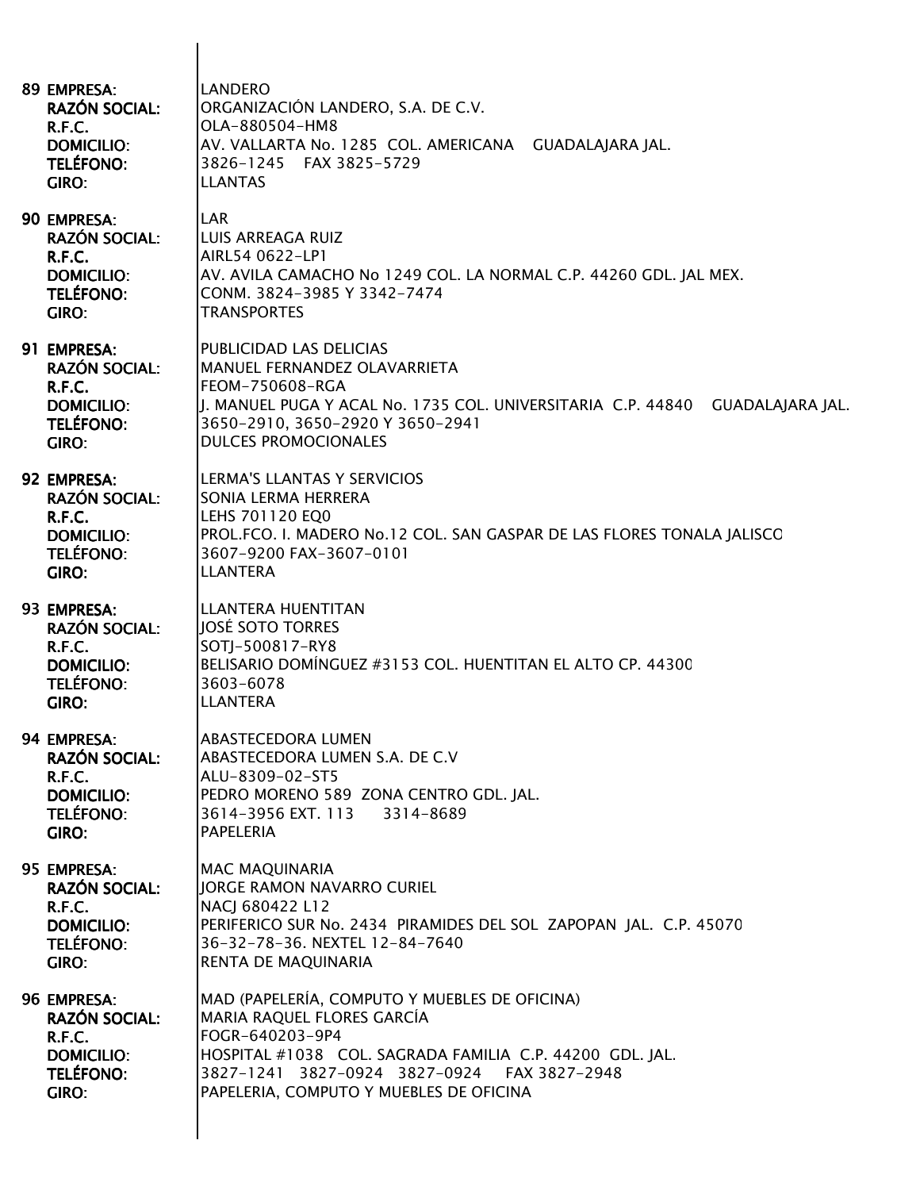89 **EMPRESA**: LANDERO
**RAZÓN SOCIAL**: ORGANIZACIÓN LANDERO, S.A. DE C.V.
**R.F.C.** OLA-880504-HM8
**DOMICILIO**: AV. VALLARTA No. 1285 COL. AMERICANA GUADALAJARA JAL.
**TELÉFONO**: 3826-1245 FAX 3825-5729
**GIRO**: LLANTAS

90 **EMPRESA**: LAR
**RAZÓN SOCIAL**: LUIS ARREAGA RUIZ
**R.F.C.** AIRL54 0622-LP1
**DOMICILIO**: AV. AVILA CAMACHO No 1249 COL. LA NORMAL C.P. 44260 GDL. JAL MEX.
**TELÉFONO**: CONM. 3824-3985 Y 3342-7474
**GIRO**: TRANSPORTES

91 **EMPRESA**: PUBLICIDAD LAS DELICIAS
**RAZÓN SOCIAL**: MANUEL FERNANDEZ OLAVARRIETA
**R.F.C.** FEOM-750608-RGA
**DOMICILIO**: J. MANUEL PUGA Y ACAL No. 1735 COL. UNIVERSITARIA C.P. 44840 GUADALAJARA JAL.
**TELÉFONO**: 3650-2910, 3650-2920 Y 3650-2941
**GIRO**: DULCES PROMOCIONALES

92 **EMPRESA**: LERMA'S LLANTAS Y SERVICIOS
**RAZÓN SOCIAL**: SONIA LERMA HERRERA
**R.F.C.** LEHS 701120 EQ0
**DOMICILIO**: PROL.FCO. I. MADERO No.12 COL. SAN GASPAR DE LAS FLORES TONALA JALISCO
**TELÉFONO**: 3607-9200 FAX-3607-0101
**GIRO**: LLANTERA

93 **EMPRESA**: LLANTERA HUENTITAN
**RAZÓN SOCIAL**: JOSÉ SOTO TORRES
**R.F.C.** SOTJ-500817-RY8
**DOMICILIO**: BELISARIO DOMÍNGUEZ #3153 COL. HUENTITAN EL ALTO CP. 44300
**TELÉFONO**: 3603-6078
**GIRO**: LLANTERA

94 **EMPRESA**: ABASTECEDORA LUMEN
**RAZÓN SOCIAL**: ABASTECEDORA LUMEN S.A. DE C.V
**R.F.C.** ALU-8309-02-ST5
**DOMICILIO**: PEDRO MORENO 589 ZONA CENTRO GDL. JAL.
**TELÉFONO**: 3614-3956 EXT. 113 3314-8689
**GIRO**: PAPELERIA

95 **EMPRESA**: MAC MAQUINARIA
**RAZÓN SOCIAL**: JORGE RAMON NAVARRO CURIEL
**R.F.C.** NACJ 680422 L12
**DOMICILIO**: PERIFERICO SUR No. 2434 PIRAMIDES DEL SOL ZAPOPAN JAL. C.P. 45070
**TELÉFONO**: 36-32-78-36. NEXTEL 12-84-7640
**GIRO**: RENTA DE MAQUINARIA

96 **EMPRESA**: MAD (PAPELERÍA, COMPUTO Y MUEBLES DE OFICINA)
**RAZÓN SOCIAL**: MARIA RAQUEL FLORES GARCÍA
**R.F.C.** FOGR-640203-9P4
**DOMICILIO**: HOSPITAL #1038 COL. SAGRADA FAMILIA C.P. 44200 GDL. JAL.
**TELÉFONO**: 3827-1241 3827-0924 3827-0924 FAX 3827-2948
**GIRO**: PAPELERIA, COMPUTO Y MUEBLES DE OFICINA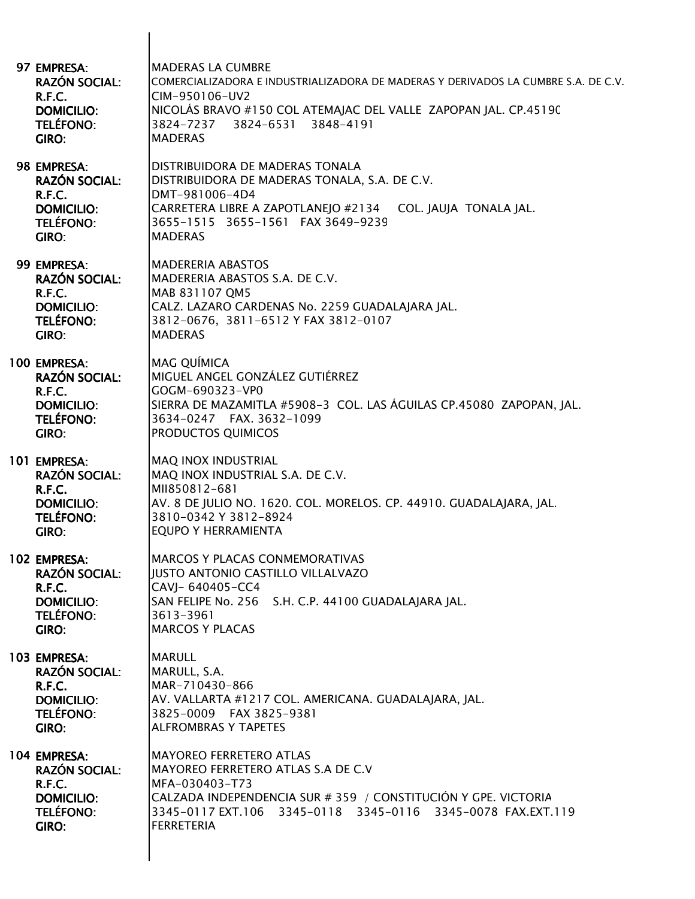97 **EMPRESA:** MADERAS LA CUMBRE
**RAZÓN SOCIAL:** COMERCIALIZADORA E INDUSTRIALIZADORA DE MADERAS Y DERIVADOS LA CUMBRE S.A. DE C.V.
**R.F.C.** CIM-950106-UV2
**DOMICILIO:** NICOLÁS BRAVO #150 COL ATEMAJAC DEL VALLE ZAPOPAN JAL. CP.45190
**TELÉFONO:** 3824-7237 3824-6531 3848-4191
**GIRO:** MADERAS

98 **EMPRESA:** DISTRIBUIDORA DE MADERAS TONALA
**RAZÓN SOCIAL:** DISTRIBUIDORA DE MADERAS TONALA, S.A. DE C.V.
**R.F.C.** DMT-981006-4D4
**DOMICILIO:** CARRETERA LIBRE A ZAPOTLANEJO #2134 COL. JAUJA TONALA JAL.
**TELÉFONO:** 3655-1515 3655-1561 FAX 3649-9239
**GIRO:** MADERAS

99 **EMPRESA:** MADERERIA ABASTOS
**RAZÓN SOCIAL:** MADERERIA ABASTOS S.A. DE C.V.
**R.F.C.** MAB 831107 QM5
**DOMICILIO:** CALZ. LAZARO CARDENAS No. 2259 GUADALAJARA JAL.
**TELÉFONO:** 3812-0676, 3811-6512 Y FAX 3812-0107
**GIRO:** MADERAS

100 **EMPRESA:** MAG QUÍMICA
**RAZÓN SOCIAL:** MIGUEL ANGEL GONZÁLEZ GUTIÉRREZ
**R.F.C.** GOGM-690323-VP0
**DOMICILIO:** SIERRA DE MAZAMITLA #5908-3 COL. LAS ÁGUILAS CP.45080 ZAPOPAN, JAL.
**TELÉFONO:** 3634-0247 FAX. 3632-1099
**GIRO:** PRODUCTOS QUIMICOS

101 **EMPRESA:** MAQ INOX INDUSTRIAL
**RAZÓN SOCIAL:** MAQ INOX INDUSTRIAL S.A. DE C.V.
**R.F.C.** MII850812-681
**DOMICILIO:** AV. 8 DE JULIO NO. 1620. COL. MORELOS. CP. 44910. GUADALAJARA, JAL.
**TELÉFONO:** 3810-0342 Y 3812-8924
**GIRO:** EQUPO Y HERRAMIENTA

102 **EMPRESA:** MARCOS Y PLACAS CONMEMORATIVAS
**RAZÓN SOCIAL:** JUSTO ANTONIO CASTILLO VILLALVAZO
**R.F.C.** CAVJ- 640405-CC4
**DOMICILIO:** SAN FELIPE No. 256 S.H. C.P. 44100 GUADALAJARA JAL.
**TELÉFONO:** 3613-3961
**GIRO:** MARCOS Y PLACAS

103 **EMPRESA:** MARULL
**RAZÓN SOCIAL:** MARULL, S.A.
**R.F.C.** MAR-710430-866
**DOMICILIO:** AV. VALLARTA #1217 COL. AMERICANA. GUADALAJARA, JAL.
**TELÉFONO:** 3825-0009 FAX 3825-9381
**GIRO:** ALFROMBRAS Y TAPETES

104 **EMPRESA:** MAYOREO FERRETERO ATLAS
**RAZÓN SOCIAL:** MAYOREO FERRETERO ATLAS S.A DE C.V
**R.F.C.** MFA-030403-T73
**DOMICILIO:** CALZADA INDEPENDENCIA SUR # 359 / CONSTITUCIÓN Y GPE. VICTORIA
**TELÉFONO:** 3345-0117 EXT.106 3345-0118 3345-0116 3345-0078 FAX.EXT.119
**GIRO:** FERRETERIA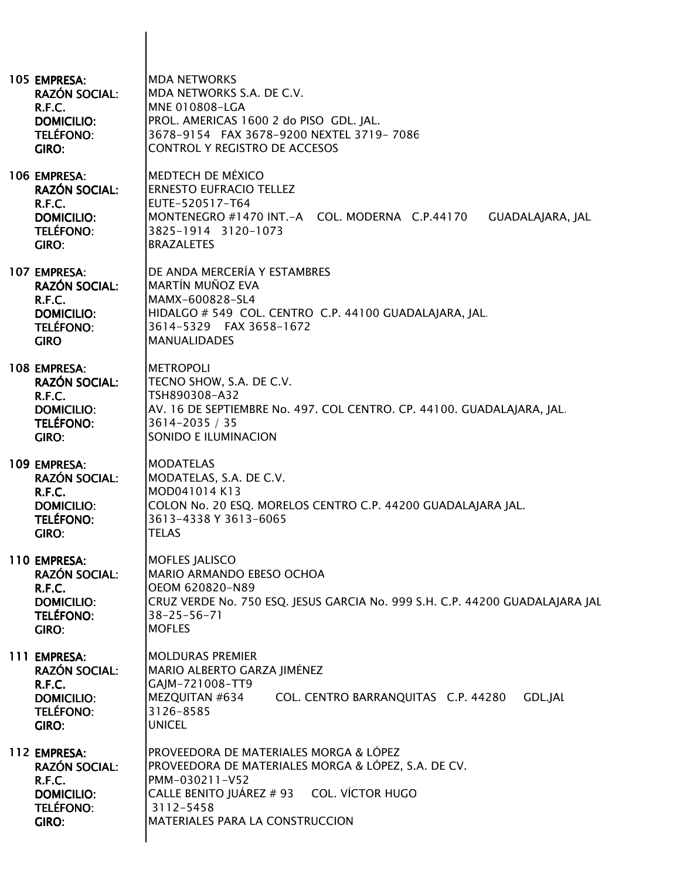**105 EMPRESA:** MDA NETWORKS
**RAZÓN SOCIAL:** MDA NETWORKS S.A. DE C.V.
**R.F.C.** MNE 010808-LGA
**DOMICILIO:** PROL. AMERICAS 1600 2 do PISO GDL. JAL.
**TELÉFONO:** 3678-9154 FAX 3678-9200 NEXTEL 3719- 7086
**GIRO:** CONTROL Y REGISTRO DE ACCESOS

**106 EMPRESA:** MEDTECH DE MÉXICO
**RAZÓN SOCIAL:** ERNESTO EUFRACIO TELLEZ
**R.F.C.** EUTE-520517-T64
**DOMICILIO:** MONTENEGRO #1470 INT.-A COL. MODERNA C.P.44170 GUADALAJARA, JAL.
**TELÉFONO:** 3825-1914 3120-1073
**GIRO:** BRAZALETES

**107 EMPRESA:** DE ANDA MERCERÍA Y ESTAMBRES
**RAZÓN SOCIAL:** MARTÍN MUÑOZ EVA
**R.F.C.** MAMX-600828-SL4
**DOMICILIO:** HIDALGO # 549 COL. CENTRO C.P. 44100 GUADALAJARA, JAL.
**TELÉFONO:** 3614-5329 FAX 3658-1672
**GIRO** MANUALIDADES

**108 EMPRESA:** METROPOLI
**RAZÓN SOCIAL:** TECNO SHOW, S.A. DE C.V.
**R.F.C.** TSH890308-A32
**DOMICILIO:** AV. 16 DE SEPTIEMBRE No. 497. COL CENTRO. CP. 44100. GUADALAJARA, JAL.
**TELÉFONO:** 3614-2035 / 35
**GIRO:** SONIDO E ILUMINACION

**109 EMPRESA:** MODATELAS
**RAZÓN SOCIAL:** MODATELAS, S.A. DE C.V.
**R.F.C.** MOD041014 K13
**DOMICILIO:** COLON No. 20 ESQ. MORELOS CENTRO C.P. 44200 GUADALAJARA JAL.
**TELÉFONO:** 3613-4338 Y 3613-6065
**GIRO:** TELAS

**110 EMPRESA:** MOFLES JALISCO
**RAZÓN SOCIAL:** MARIO ARMANDO EBESO OCHOA
**R.F.C.** OEOM 620820-N89
**DOMICILIO:** CRUZ VERDE No. 750 ESQ. JESUS GARCIA No. 999 S.H. C.P. 44200 GUADALAJARA JAL
**TELÉFONO:** 38-25-56-71
**GIRO:** MOFLES

**111 EMPRESA:** MOLDURAS PREMIER
**RAZÓN SOCIAL:** MARIO ALBERTO GARZA JIMÉNEZ
**R.F.C.** GAJM-721008-TT9
**DOMICILIO:** MEZQUITAN #634 COL. CENTRO BARRANQUITAS C.P. 44280 GDL.JAL
**TELÉFONO:** 3126-8585
**GIRO:** UNICEL

**112 EMPRESA:** PROVEEDORA DE MATERIALES MORGA & LÓPEZ
**RAZÓN SOCIAL:** PROVEEDORA DE MATERIALES MORGA & LÓPEZ, S.A. DE CV.
**R.F.C.** PMM-030211-V52
**DOMICILIO:** CALLE BENITO JUÁREZ # 93 COL. VÍCTOR HUGO
**TELÉFONO:** 3112-5458
**GIRO:** MATERIALES PARA LA CONSTRUCCION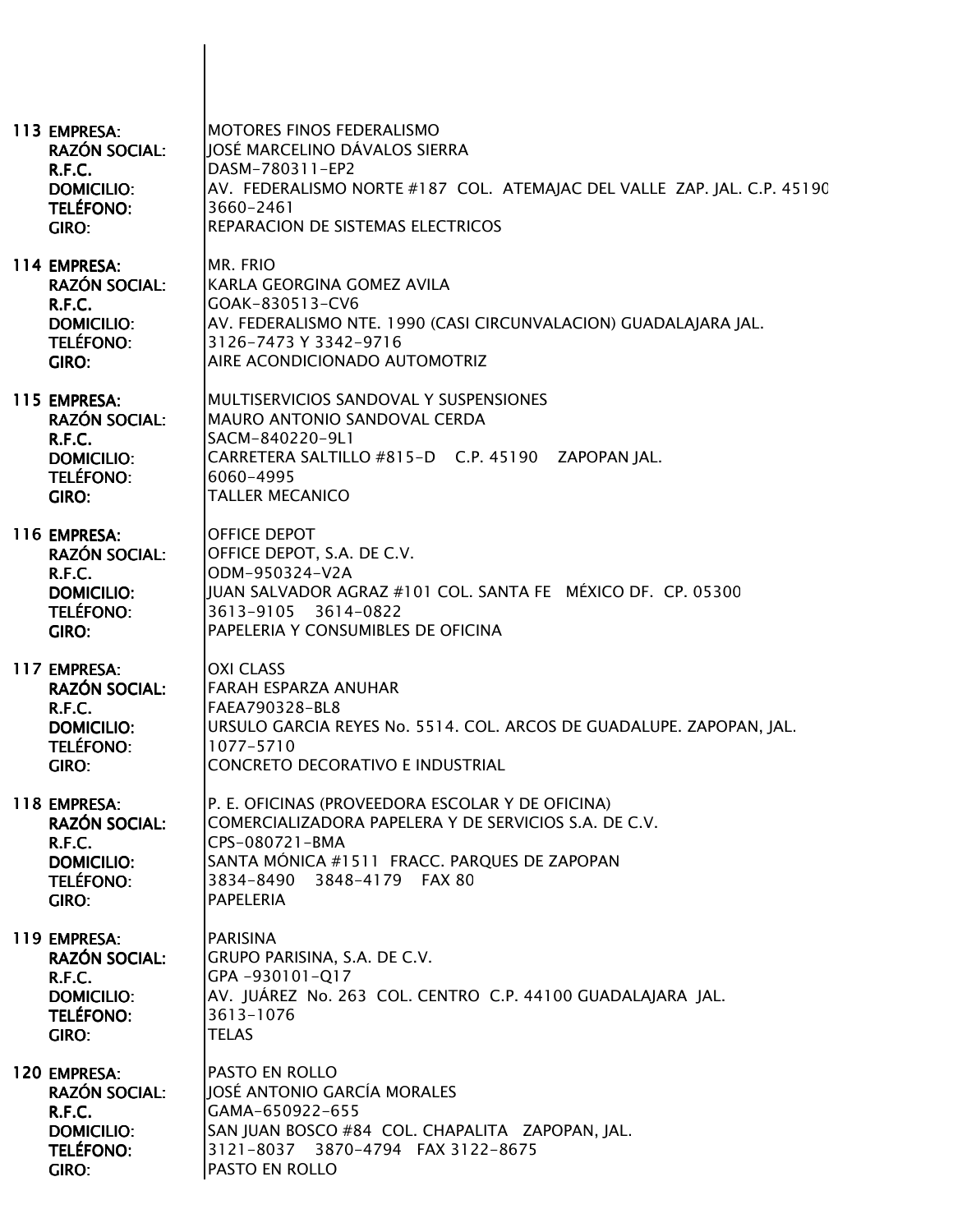113 **EMPRESA**: MOTORES FINOS FEDERALISMO
**RAZÓN SOCIAL**: JOSÉ MARCELINO DÁVALOS SIERRA
**R.F.C.** DASM-780311-EP2
**DOMICILIO**: AV. FEDERALISMO NORTE #187 COL. ATEMAJAC DEL VALLE ZAP. JAL. C.P. 45190
**TELÉFONO**: 3660-2461
**GIRO**: REPARACION DE SISTEMAS ELECTRICOS

114 **EMPRESA**: MR. FRIO
**RAZÓN SOCIAL**: KARLA GEORGINA GOMEZ AVILA
**R.F.C.** GOAK-830513-CV6
**DOMICILIO**: AV. FEDERALISMO NTE. 1990 (CASI CIRCUNVALACION) GUADALAJARA JAL.
**TELÉFONO**: 3126-7473 Y 3342-9716
**GIRO**: AIRE ACONDICIONADO AUTOMOTRIZ

115 **EMPRESA**: MULTISERVICIOS SANDOVAL Y SUSPENSIONES
**RAZÓN SOCIAL**: MAURO ANTONIO SANDOVAL CERDA
**R.F.C.** SACM-840220-9L1
**DOMICILIO**: CARRETERA SALTILLO #815-D C.P. 45190 ZAPOPAN JAL.
**TELÉFONO**: 6060-4995
**GIRO**: TALLER MECANICO

116 **EMPRESA**: OFFICE DEPOT
**RAZÓN SOCIAL**: OFFICE DEPOT, S.A. DE C.V.
**R.F.C.** ODM-950324-V2A
**DOMICILIO**: JUAN SALVADOR AGRAZ #101 COL. SANTA FE MÉXICO DF. CP. 05300
**TELÉFONO**: 3613-9105 3614-0822
**GIRO**: PAPELERIA Y CONSUMIBLES DE OFICINA

117 **EMPRESA**: OXI CLASS
**RAZÓN SOCIAL**: FARAH ESPARZA ANUHAR
**R.F.C.** FAEA790328-BL8
**DOMICILIO**: URSULO GARCIA REYES No. 5514. COL. ARCOS DE GUADALUPE. ZAPOPAN, JAL.
**TELÉFONO**: 1077-5710
**GIRO**: CONCRETO DECORATIVO E INDUSTRIAL

118 **EMPRESA**: P. E. OFICINAS (PROVEEDORA ESCOLAR Y DE OFICINA)
**RAZÓN SOCIAL**: COMERCIALIZADORA PAPELERA Y DE SERVICIOS S.A. DE C.V.
**R.F.C.** CPS-080721-BMA
**DOMICILIO**: SANTA MÓNICA #1511 FRACC. PARQUES DE ZAPOPAN
**TELÉFONO**: 3834-8490 3848-4179 FAX 80
**GIRO**: PAPELERIA

119 **EMPRESA**: PARISINA
**RAZÓN SOCIAL**: GRUPO PARISINA, S.A. DE C.V.
**R.F.C.** GPA -930101-Q17
**DOMICILIO**: AV. JUÁREZ No. 263 COL. CENTRO C.P. 44100 GUADALAJARA JAL.
**TELÉFONO**: 3613-1076
**GIRO**: TELAS

120 **EMPRESA**: PASTO EN ROLLO
**RAZÓN SOCIAL**: JOSÉ ANTONIO GARCÍA MORALES
**R.F.C.** GAMA-650922-655
**DOMICILIO**: SAN JUAN BOSCO #84 COL. CHAPALITA ZAPOPAN, JAL.
**TELÉFONO**: 3121-8037 3870-4794 FAX 3122-8675
**GIRO**: PASTO EN ROLLO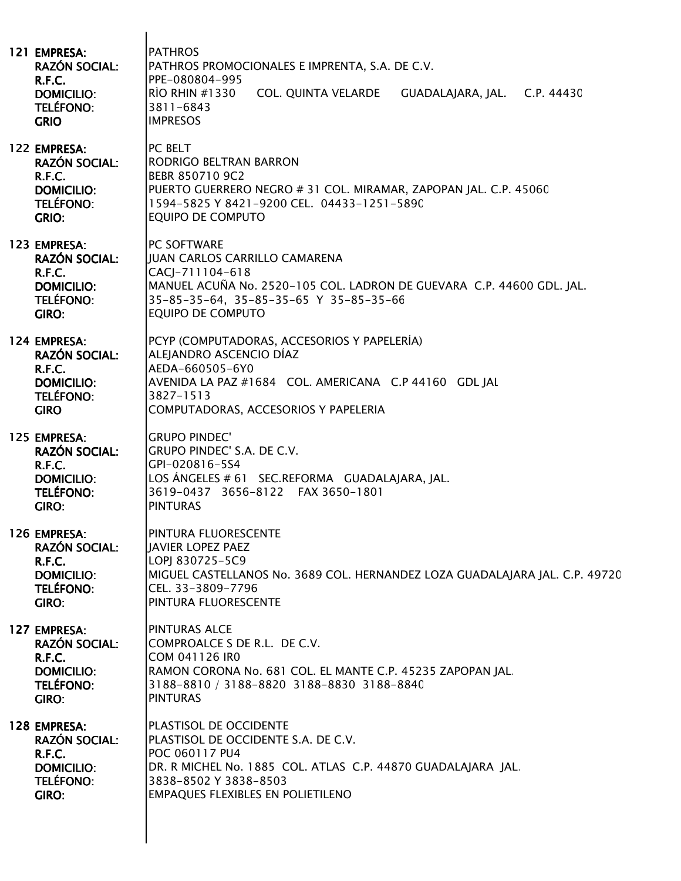**121 EMPRESA:** PATHROS
**RAZÓN SOCIAL:** PATHROS PROMOCIONALES E IMPRENTA, S.A. DE C.V.
**R.F.C.** PPE-080804-995
**DOMICILIO:** RÌO RHIN #1330 COL. QUINTA VELARDE GUADALAJARA, JAL. C.P. 44430
**TELÉFONO:** 3811-6843
**GRIO** IMPRESOS

**122 EMPRESA:** PC BELT
**RAZÓN SOCIAL:** RODRIGO BELTRAN BARRON
**R.F.C.** BEBR 850710 9C2
**DOMICILIO:** PUERTO GUERRERO NEGRO # 31 COL. MIRAMAR, ZAPOPAN JAL. C.P. 45060
**TELÉFONO:** 1594-5825 Y 8421-9200 CEL. 04433-1251-5890
**GRIO:** EQUIPO DE COMPUTO

**123 EMPRESA:** PC SOFTWARE
**RAZÓN SOCIAL:** JUAN CARLOS CARRILLO CAMARENA
**R.F.C.** CACJ-711104-618
**DOMICILIO:** MANUEL ACUÑA No. 2520-105 COL. LADRON DE GUEVARA C.P. 44600 GDL. JAL.
**TELÉFONO:** 35-85-35-64, 35-85-35-65 Y 35-85-35-66
**GIRO:** EQUIPO DE COMPUTO

**124 EMPRESA:** PCYP (COMPUTADORAS, ACCESORIOS Y PAPELERÍA)
**RAZÓN SOCIAL:** ALEJANDRO ASCENCIO DÍAZ
**R.F.C.** AEDA-660505-6Y0
**DOMICILIO:** AVENIDA LA PAZ #1684 COL. AMERICANA C.P 44160 GDL JAL
**TELÉFONO:** 3827-1513
**GIRO** COMPUTADORAS, ACCESORIOS Y PAPELERIA

**125 EMPRESA:** GRUPO PINDEC'
**RAZÓN SOCIAL:** GRUPO PINDEC' S.A. DE C.V.
**R.F.C.** GPI-020816-5S4
**DOMICILIO:** LOS ÁNGELES # 61 SEC.REFORMA GUADALAJARA, JAL.
**TELÉFONO:** 3619-0437 3656-8122 FAX 3650-1801
**GIRO:** PINTURAS

**126 EMPRESA:** PINTURA FLUORESCENTE
**RAZÓN SOCIAL:** JAVIER LOPEZ PAEZ
**R.F.C.** LOPJ 830725-5C9
**DOMICILIO:** MIGUEL CASTELLANOS No. 3689 COL. HERNANDEZ LOZA GUADALAJARA JAL. C.P. 49720
**TELÉFONO:** CEL. 33-3809-7796
**GIRO:** PINTURA FLUORESCENTE

**127 EMPRESA:** PINTURAS ALCE
**RAZÓN SOCIAL:** COMPROALCE S DE R.L. DE C.V.
**R.F.C.** COM 041126 IR0
**DOMICILIO:** RAMON CORONA No. 681 COL. EL MANTE C.P. 45235 ZAPOPAN JAL.
**TELÉFONO:** 3188-8810 / 3188-8820 3188-8830 3188-8840
**GIRO:** PINTURAS

**128 EMPRESA:** PLASTISOL DE OCCIDENTE
**RAZÓN SOCIAL:** PLASTISOL DE OCCIDENTE S.A. DE C.V.
**R.F.C.** POC 060117 PU4
**DOMICILIO:** DR. R MICHEL No. 1885 COL. ATLAS C.P. 44870 GUADALAJARA JAL.
**TELÉFONO:** 3838-8502 Y 3838-8503
**GIRO:** EMPAQUES FLEXIBLES EN POLIETILENO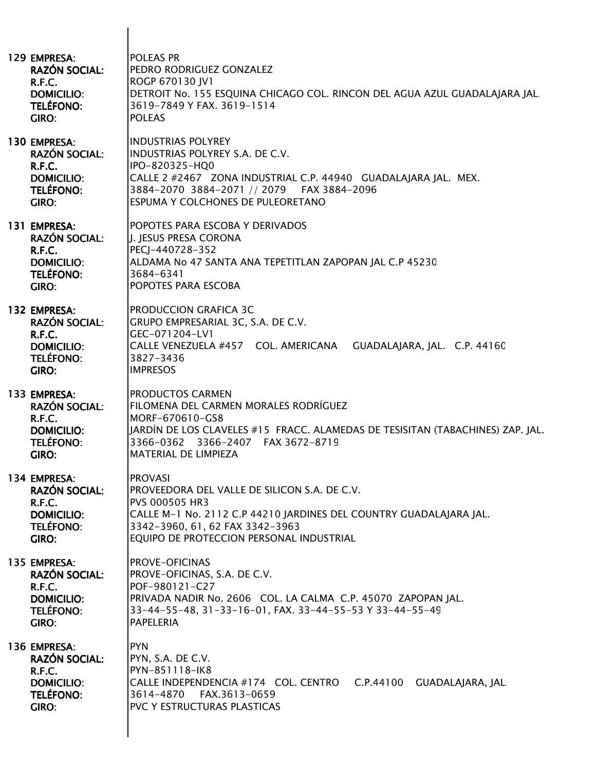**129 EMPRESA:** POLEAS PR
**RAZÓN SOCIAL:** PEDRO RODRIGUEZ GONZALEZ
**R.F.C.** ROGP 670130 JV1
**DOMICILIO:** DETROIT No. 155 ESQUINA CHICAGO COL. RINCON DEL AGUA AZUL GUADALAJARA JAL.
**TELÉFONO:** 3619-7849 Y FAX. 3619-1514
**GIRO:** POLEAS

**130 EMPRESA:** INDUSTRIAS POLYREY
**RAZÓN SOCIAL:** INDUSTRIAS POLYREY S.A. DE C.V.
**R.F.C.** IPO-820325-HQ0
**DOMICILIO:** CALLE 2 #2467 ZONA INDUSTRIAL C.P. 44940 GUADALAJARA JAL. MEX.
**TELÉFONO:** 3884-2070 3884-2071 // 2079 FAX 3884-2096
**GIRO:** ESPUMA Y COLCHONES DE PULEORETANO

**131 EMPRESA:** POPOTES PARA ESCOBA Y DERIVADOS
**RAZÓN SOCIAL:** J. JESUS PRESA CORONA
**R.F.C.** PECJ-440728-352
**DOMICILIO:** ALDAMA No 47 SANTA ANA TEPETITLAN ZAPOPAN JAL C.P 45230
**TELÉFONO:** 3684-6341
**GIRO:** POPOTES PARA ESCOBA

**132 EMPRESA:** PRODUCCION GRAFICA 3C
**RAZÓN SOCIAL:** GRUPO EMPRESARIAL 3C, S.A. DE C.V.
**R.F.C.** GEC-071204-LV1
**DOMICILIO:** CALLE VENEZUELA #457 COL. AMERICANA GUADALAJARA, JAL. C.P. 44160
**TELÉFONO:** 3827-3436
**GIRO:** IMPRESOS

**133 EMPRESA:** PRODUCTOS CARMEN
**RAZÓN SOCIAL:** FILOMENA DEL CARMEN MORALES RODRÍGUEZ
**R.F.C.** MORF-670610-GS8
**DOMICILIO:** JARDÍN DE LOS CLAVELES #15 FRACC. ALAMEDAS DE TESISITAN (TABACHINES) ZAP. JAL.
**TELÉFONO:** 3366-0362 3366-2407 FAX 3672-8719
**GIRO:** MATERIAL DE LIMPIEZA

**134 EMPRESA:** PROVASI
**RAZÓN SOCIAL:** PROVEEDORA DEL VALLE DE SILICON S.A. DE C.V.
**R.F.C.** PVS 000505 HR3
**DOMICILIO:** CALLE M-1 No. 2112 C.P 44210 JARDINES DEL COUNTRY GUADALAJARA JAL.
**TELÉFONO:** 3342-3960, 61, 62 FAX 3342-3963
**GIRO:** EQUIPO DE PROTECCION PERSONAL INDUSTRIAL

**135 EMPRESA:** PROVE-OFICINAS
**RAZÓN SOCIAL:** PROVE-OFICINAS, S.A. DE C.V.
**R.F.C.** POF-980121-C27
**DOMICILIO:** PRIVADA NADIR No. 2606 COL. LA CALMA C.P. 45070 ZAPOPAN JAL.
**TELÉFONO:** 33-44-55-48, 31-33-16-01, FAX. 33-44-55-53 Y 33-44-55-49
**GIRO:** PAPELERIA

**136 EMPRESA:** PYN
**RAZÓN SOCIAL:** PYN, S.A. DE C.V.
**R.F.C.** PYN-851118-IK8
**DOMICILIO:** CALLE INDEPENDENCIA #174 COL. CENTRO C.P.44100 GUADALAJARA, JAL.
**TELÉFONO:** 3614-4870 FAX.3613-0659
**GIRO:** PVC Y ESTRUCTURAS PLASTICAS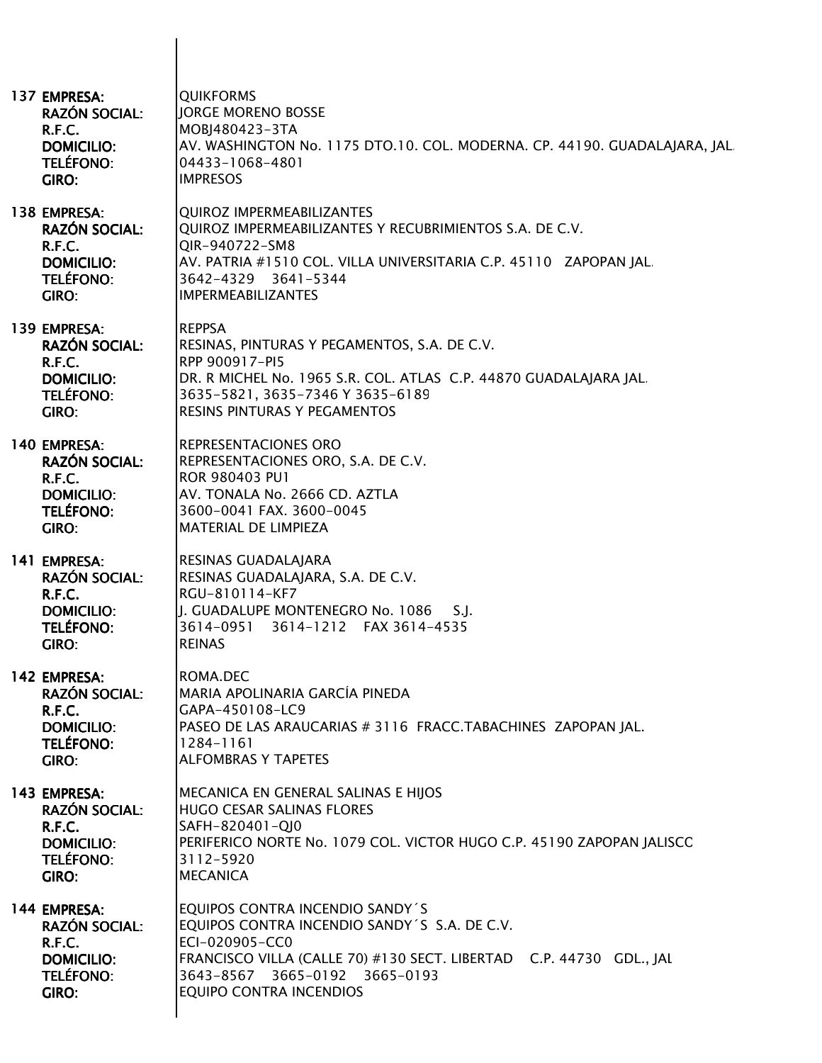**137 EMPRESA:** QUIKFORMS
**RAZÓN SOCIAL:** JORGE MORENO BOSSE
**R.F.C.** MOBJ480423-3TA
**DOMICILIO:** AV. WASHINGTON No. 1175 DTO.10. COL. MODERNA. CP. 44190. GUADALAJARA, JAL.
**TELÉFONO:** 04433-1068-4801
**GIRO:** IMPRESOS

**138 EMPRESA:** QUIROZ IMPERMEABILIZANTES
**RAZÓN SOCIAL:** QUIROZ IMPERMEABILIZANTES Y RECUBRIMIENTOS S.A. DE C.V.
**R.F.C.** QIR-940722-SM8
**DOMICILIO:** AV. PATRIA #1510 COL. VILLA UNIVERSITARIA C.P. 45110 ZAPOPAN JAL.
**TELÉFONO:** 3642-4329 3641-5344
**GIRO:** IMPERMEABILIZANTES

**139 EMPRESA:** REPPSA
**RAZÓN SOCIAL:** RESINAS, PINTURAS Y PEGAMENTOS, S.A. DE C.V.
**R.F.C.** RPP 900917-PI5
**DOMICILIO:** DR. R MICHEL No. 1965 S.R. COL. ATLAS C.P. 44870 GUADALAJARA JAL.
**TELÉFONO:** 3635-5821, 3635-7346 Y 3635-6189
**GIRO:** RESINS PINTURAS Y PEGAMENTOS

**140 EMPRESA:** REPRESENTACIONES ORO
**RAZÓN SOCIAL:** REPRESENTACIONES ORO, S.A. DE C.V.
**R.F.C.** ROR 980403 PU1
**DOMICILIO:** AV. TONALA No. 2666 CD. AZTLA
**TELÉFONO:** 3600-0041 FAX. 3600-0045
**GIRO:** MATERIAL DE LIMPIEZA

**141 EMPRESA:** RESINAS GUADALAJARA
**RAZÓN SOCIAL:** RESINAS GUADALAJARA, S.A. DE C.V.
**R.F.C.** RGU-810114-KF7
**DOMICILIO:** J. GUADALUPE MONTENEGRO No. 1086 S.J.
**TELÉFONO:** 3614-0951 3614-1212 FAX 3614-4535
**GIRO:** REINAS

**142 EMPRESA:** ROMA.DEC
**RAZÓN SOCIAL:** MARIA APOLINARIA GARCÍA PINEDA
**R.F.C.** GAPA-450108-LC9
**DOMICILIO:** PASEO DE LAS ARAUCARIAS # 3116 FRACC.TABACHINES ZAPOPAN JAL.
**TELÉFONO:** 1284-1161
**GIRO:** ALFOMBRAS Y TAPETES

**143 EMPRESA:** MECANICA EN GENERAL SALINAS E HIJOS
**RAZÓN SOCIAL:** HUGO CESAR SALINAS FLORES
**R.F.C.** SAFH-820401-QJ0
**DOMICILIO:** PERIFERICO NORTE No. 1079 COL. VICTOR HUGO C.P. 45190 ZAPOPAN JALISCO
**TELÉFONO:** 3112-5920
**GIRO:** MECANICA

**144 EMPRESA:** EQUIPOS CONTRA INCENDIO SANDY´S
**RAZÓN SOCIAL:** EQUIPOS CONTRA INCENDIO SANDY´S S.A. DE C.V.
**R.F.C.** ECI-020905-CC0
**DOMICILIO:** FRANCISCO VILLA (CALLE 70) #130 SECT. LIBERTAD C.P. 44730 GDL., JAL
**TELÉFONO:** 3643-8567 3665-0192 3665-0193
**GIRO:** EQUIPO CONTRA INCENDIOS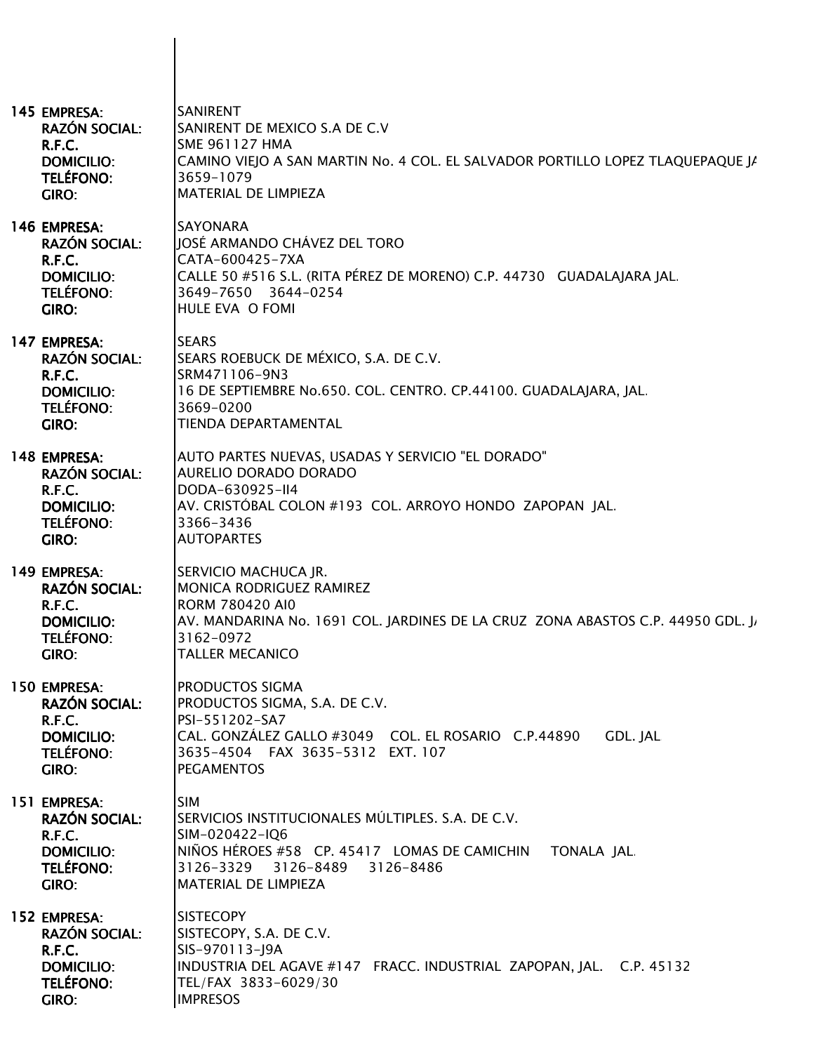**145 EMPRESA:** SANIRENT
**RAZÓN SOCIAL:** SANIRENT DE MEXICO S.A DE C.V
**R.F.C.** SME 961127 HMA
**DOMICILIO:** CAMINO VIEJO A SAN MARTIN No. 4 COL. EL SALVADOR PORTILLO LOPEZ TLAQUEPAQUE JA
**TELÉFONO:** 3659-1079
**GIRO:** MATERIAL DE LIMPIEZA

**146 EMPRESA:** SAYONARA
**RAZÓN SOCIAL:** JOSÉ ARMANDO CHÁVEZ DEL TORO
**R.F.C.** CATA-600425-7XA
**DOMICILIO:** CALLE 50 #516 S.L. (RITA PÉREZ DE MORENO) C.P. 44730 GUADALAJARA JAL.
**TELÉFONO:** 3649-7650 3644-0254
**GIRO:** HULE EVA O FOMI

**147 EMPRESA:** SEARS
**RAZÓN SOCIAL:** SEARS ROEBUCK DE MÉXICO, S.A. DE C.V.
**R.F.C.** SRM471106-9N3
**DOMICILIO:** 16 DE SEPTIEMBRE No.650. COL. CENTRO. CP.44100. GUADALAJARA, JAL.
**TELÉFONO:** 3669-0200
**GIRO:** TIENDA DEPARTAMENTAL

**148 EMPRESA:** AUTO PARTES NUEVAS, USADAS Y SERVICIO "EL DORADO"
**RAZÓN SOCIAL:** AURELIO DORADO DORADO
**R.F.C.** DODA-630925-II4
**DOMICILIO:** AV. CRISTÓBAL COLON #193 COL. ARROYO HONDO ZAPOPAN JAL.
**TELÉFONO:** 3366-3436
**GIRO:** AUTOPARTES

**149 EMPRESA:** SERVICIO MACHUCA JR.
**RAZÓN SOCIAL:** MONICA RODRIGUEZ RAMIREZ
**R.F.C.** RORM 780420 AI0
**DOMICILIO:** AV. MANDARINA No. 1691 COL. JARDINES DE LA CRUZ ZONA ABASTOS C.P. 44950 GDL. JA
**TELÉFONO:** 3162-0972
**GIRO:** TALLER MECANICO

**150 EMPRESA:** PRODUCTOS SIGMA
**RAZÓN SOCIAL:** PRODUCTOS SIGMA, S.A. DE C.V.
**R.F.C.** PSI-551202-SA7
**DOMICILIO:** CAL. GONZÁLEZ GALLO #3049 COL. EL ROSARIO C.P.44890 GDL. JAL
**TELÉFONO:** 3635-4504 FAX 3635-5312 EXT. 107
**GIRO:** PEGAMENTOS

**151 EMPRESA:** SIM
**RAZÓN SOCIAL:** SERVICIOS INSTITUCIONALES MÚLTIPLES. S.A. DE C.V.
**R.F.C.** SIM-020422-IQ6
**DOMICILIO:** NIÑOS HÉROES #58 CP. 45417 LOMAS DE CAMICHIN TONALA JAL.
**TELÉFONO:** 3126-3329 3126-8489 3126-8486
**GIRO:** MATERIAL DE LIMPIEZA

**152 EMPRESA:** SISTECOPY
**RAZÓN SOCIAL:** SISTECOPY, S.A. DE C.V.
**R.F.C.** SIS-970113-J9A
**DOMICILIO:** INDUSTRIA DEL AGAVE #147 FRACC. INDUSTRIAL ZAPOPAN, JAL. C.P. 45132
**TELÉFONO:** TEL/FAX 3833-6029/30
**GIRO:** IMPRESOS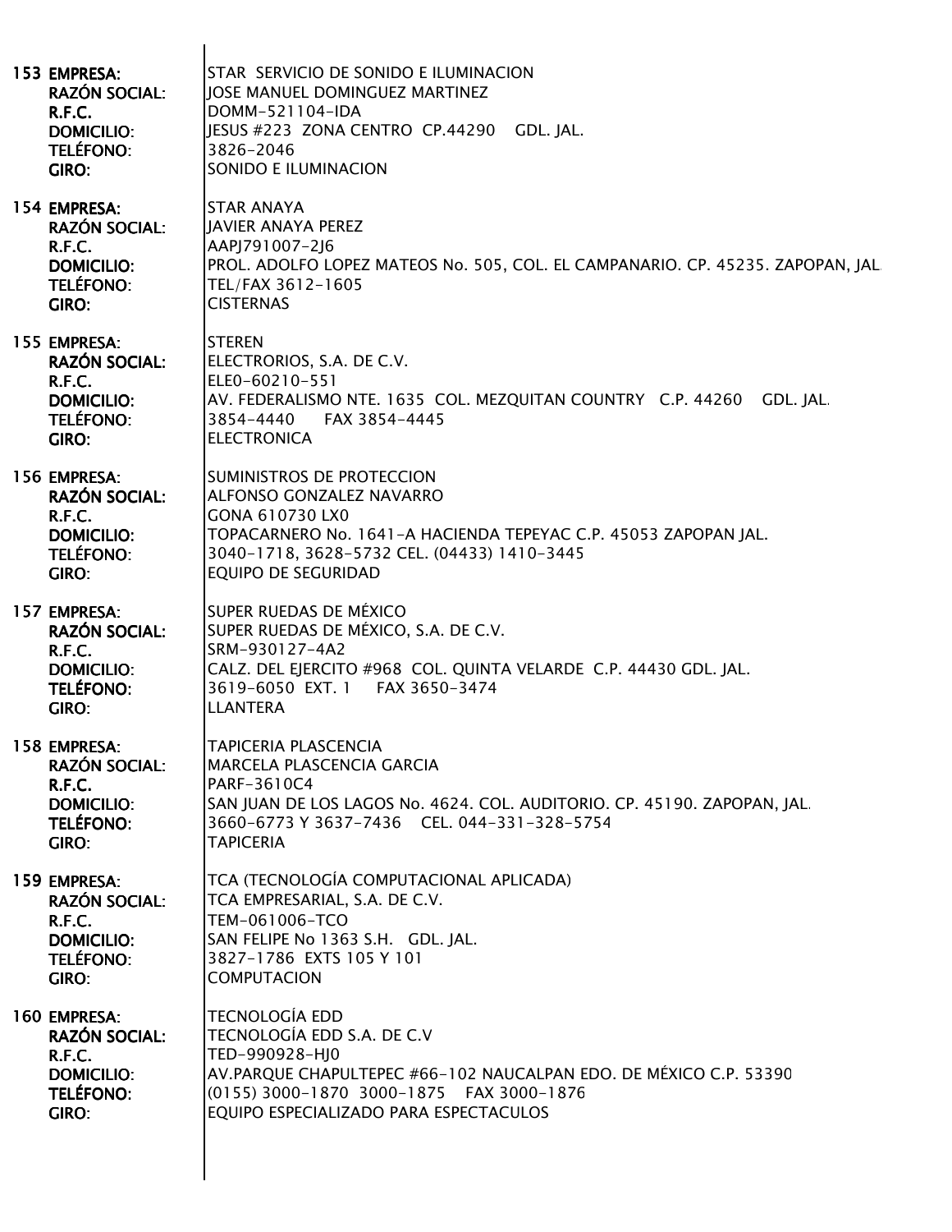**153 EMPRESA:** STAR SERVICIO DE SONIDO E ILUMINACION
**RAZÓN SOCIAL:** JOSE MANUEL DOMINGUEZ MARTINEZ
**R.F.C.** DOMM-521104-IDA
**DOMICILIO:** JESUS #223 ZONA CENTRO CP.44290 GDL. JAL.
**TELÉFONO:** 3826-2046
**GIRO:** SONIDO E ILUMINACION

**154 EMPRESA:** STAR ANAYA
**RAZÓN SOCIAL:** JAVIER ANAYA PEREZ
**R.F.C.** AAPJ791007-2J6
**DOMICILIO:** PROL. ADOLFO LOPEZ MATEOS No. 505, COL. EL CAMPANARIO. CP. 45235. ZAPOPAN, JAL.
**TELÉFONO:** TEL/FAX 3612-1605
**GIRO:** CISTERNAS

**155 EMPRESA:** STEREN
**RAZÓN SOCIAL:** ELECTRORIOS, S.A. DE C.V.
**R.F.C.** ELE0-60210-551
**DOMICILIO:** AV. FEDERALISMO NTE. 1635 COL. MEZQUITAN COUNTRY C.P. 44260 GDL. JAL.
**TELÉFONO:** 3854-4440 FAX 3854-4445
**GIRO:** ELECTRONICA

**156 EMPRESA:** SUMINISTROS DE PROTECCION
**RAZÓN SOCIAL:** ALFONSO GONZALEZ NAVARRO
**R.F.C.** GONA 610730 LX0
**DOMICILIO:** TOPACARNERO No. 1641-A HACIENDA TEPEYAC C.P. 45053 ZAPOPAN JAL.
**TELÉFONO:** 3040-1718, 3628-5732 CEL. (04433) 1410-3445
**GIRO:** EQUIPO DE SEGURIDAD

**157 EMPRESA:** SUPER RUEDAS DE MÉXICO
**RAZÓN SOCIAL:** SUPER RUEDAS DE MÉXICO, S.A. DE C.V.
**R.F.C.** SRM-930127-4A2
**DOMICILIO:** CALZ. DEL EJERCITO #968 COL. QUINTA VELARDE C.P. 44430 GDL. JAL.
**TELÉFONO:** 3619-6050 EXT. 1 FAX 3650-3474
**GIRO:** LLANTERA

**158 EMPRESA:** TAPICERIA PLASCENCIA
**RAZÓN SOCIAL:** MARCELA PLASCENCIA GARCIA
**R.F.C.** PARF-3610C4
**DOMICILIO:** SAN JUAN DE LOS LAGOS No. 4624. COL. AUDITORIO. CP. 45190. ZAPOPAN, JAL.
**TELÉFONO:** 3660-6773 Y 3637-7436 CEL. 044-331-328-5754
**GIRO:** TAPICERIA

**159 EMPRESA:** TCA (TECNOLOGÍA COMPUTACIONAL APLICADA)
**RAZÓN SOCIAL:** TCA EMPRESARIAL, S.A. DE C.V.
**R.F.C.** TEM-061006-TCO
**DOMICILIO:** SAN FELIPE No 1363 S.H. GDL. JAL.
**TELÉFONO:** 3827-1786 EXTS 105 Y 101
**GIRO:** COMPUTACION

**160 EMPRESA:** TECNOLOGÍA EDD
**RAZÓN SOCIAL:** TECNOLOGÍA EDD S.A. DE C.V
**R.F.C.** TED-990928-HJ0
**DOMICILIO:** AV.PARQUE CHAPULTEPEC #66-102 NAUCALPAN EDO. DE MÉXICO C.P. 53390
**TELÉFONO:** (0155) 3000-1870 3000-1875 FAX 3000-1876
**GIRO:** EQUIPO ESPECIALIZADO PARA ESPECTACULOS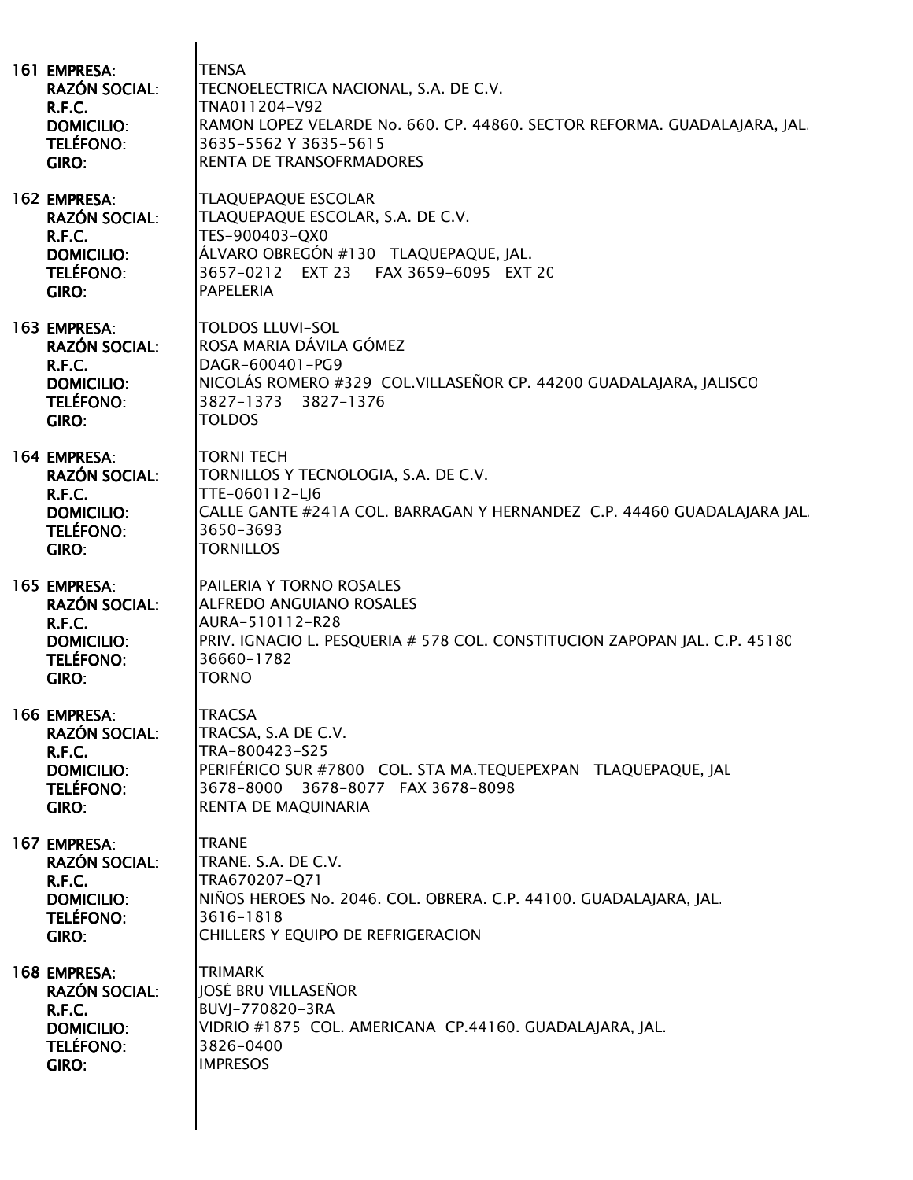**161 EMPRESA:** TENSA
**RAZÓN SOCIAL:** TECNOELECTRICA NACIONAL, S.A. DE C.V.
**R.F.C.** TNA011204-V92
**DOMICILIO:** RAMON LOPEZ VELARDE No. 660. CP. 44860. SECTOR REFORMA. GUADALAJARA, JAL.
**TELÉFONO:** 3635-5562 Y 3635-5615
**GIRO:** RENTA DE TRANSOFRMADORES

**162 EMPRESA:** TLAQUEPAQUE ESCOLAR
**RAZÓN SOCIAL:** TLAQUEPAQUE ESCOLAR, S.A. DE C.V.
**R.F.C.** TES-900403-QX0
**DOMICILIO:** ÁLVARO OBREGÓN #130 TLAQUEPAQUE, JAL.
**TELÉFONO:** 3657-0212 EXT 23 FAX 3659-6095 EXT 20
**GIRO:** PAPELERIA

**163 EMPRESA:** TOLDOS LLUVI-SOL
**RAZÓN SOCIAL:** ROSA MARIA DÁVILA GÓMEZ
**R.F.C.** DAGR-600401-PG9
**DOMICILIO:** NICOLÁS ROMERO #329 COL.VILLASEÑOR CP. 44200 GUADALAJARA, JALISCO
**TELÉFONO:** 3827-1373 3827-1376
**GIRO:** TOLDOS

**164 EMPRESA:** TORNI TECH
**RAZÓN SOCIAL:** TORNILLOS Y TECNOLOGIA, S.A. DE C.V.
**R.F.C.** TTE-060112-LJ6
**DOMICILIO:** CALLE GANTE #241A COL. BARRAGAN Y HERNANDEZ C.P. 44460 GUADALAJARA JAL.
**TELÉFONO:** 3650-3693
**GIRO:** TORNILLOS

**165 EMPRESA:** PAILERIA Y TORNO ROSALES
**RAZÓN SOCIAL:** ALFREDO ANGUIANO ROSALES
**R.F.C.** AURA-510112-R28
**DOMICILIO:** PRIV. IGNACIO L. PESQUERIA # 578 COL. CONSTITUCION ZAPOPAN JAL. C.P. 45180
**TELÉFONO:** 36660-1782
**GIRO:** TORNO

**166 EMPRESA:** TRACSA
**RAZÓN SOCIAL:** TRACSA, S.A DE C.V.
**R.F.C.** TRA-800423-S25
**DOMICILIO:** PERIFÉRICO SUR #7800 COL. STA MA.TEQUEPEXPAN TLAQUEPAQUE, JAL
**TELÉFONO:** 3678-8000 3678-8077 FAX 3678-8098
**GIRO:** RENTA DE MAQUINARIA

**167 EMPRESA:** TRANE
**RAZÓN SOCIAL:** TRANE. S.A. DE C.V.
**R.F.C.** TRA670207-Q71
**DOMICILIO:** NIÑOS HEROES No. 2046. COL. OBRERA. C.P. 44100. GUADALAJARA, JAL.
**TELÉFONO:** 3616-1818
**GIRO:** CHILLERS Y EQUIPO DE REFRIGERACION

**168 EMPRESA:** TRIMARK
**RAZÓN SOCIAL:** JOSÉ BRU VILLASEÑOR
**R.F.C.** BUVJ-770820-3RA
**DOMICILIO:** VIDRIO #1875 COL. AMERICANA CP.44160. GUADALAJARA, JAL.
**TELÉFONO:** 3826-0400
**GIRO:** IMPRESOS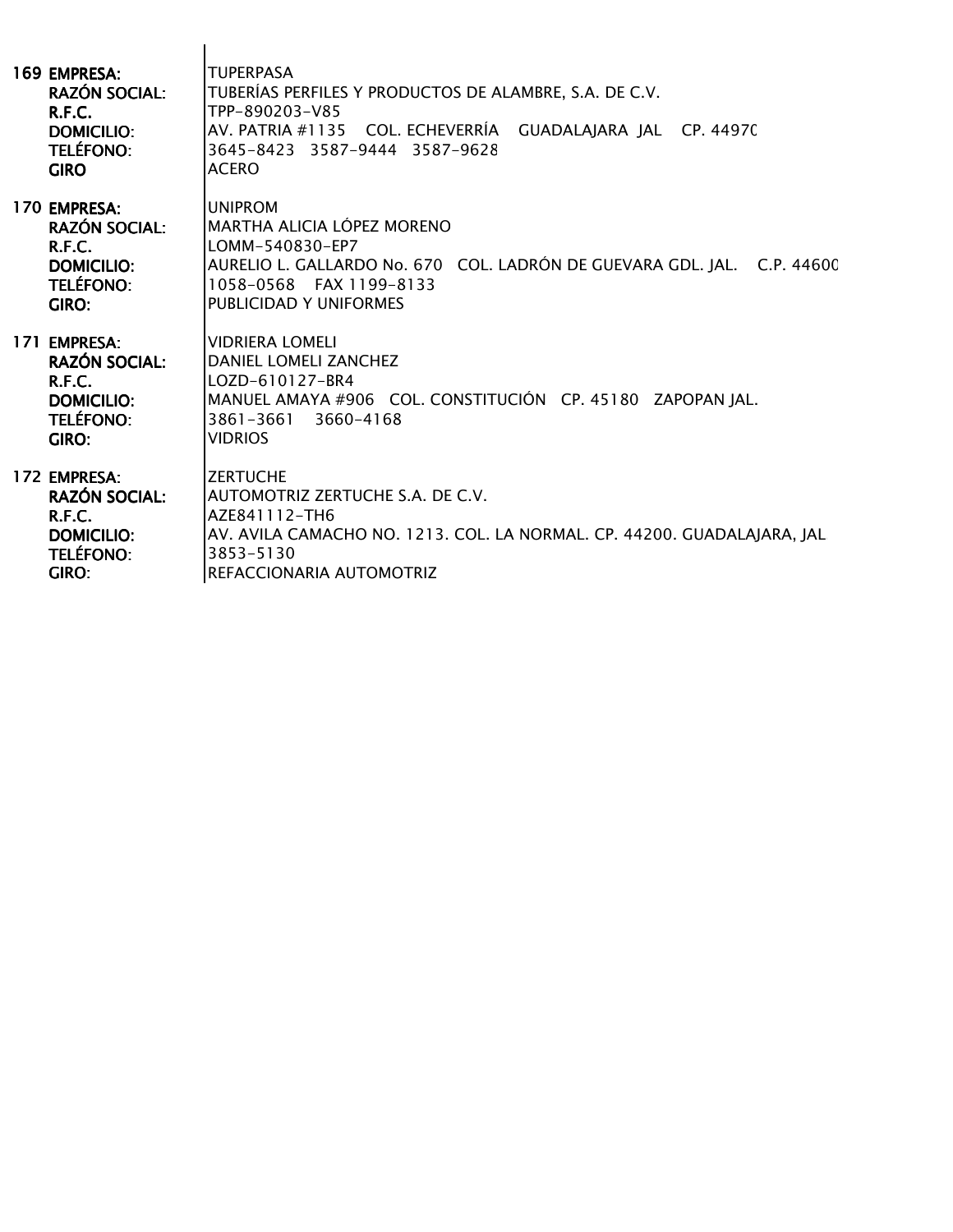| | | |
|---|---|---|
| 169 | **EMPRESA:** | TUPERPASA |
| | **RAZÓN SOCIAL:** | TUBERÍAS PERFILES Y PRODUCTOS DE ALAMBRE, S.A. DE C.V. |
| | **R.F.C.** | TPP-890203-V85 |
| | **DOMICILIO:** | AV. PATRIA #1135 COL. ECHEVERRÍA GUADALAJARA JAL CP. 44970 |
| | **TELÉFONO:** | 3645-8423 3587-9444 3587-9628 |
| | **GIRO** | ACERO |
| 170 | **EMPRESA:** | UNIPROM |
| | **RAZÓN SOCIAL:** | MARTHA ALICIA LÓPEZ MORENO |
| | **R.F.C.** | LOMM-540830-EP7 |
| | **DOMICILIO:** | AURELIO L. GALLARDO No. 670 COL. LADRÓN DE GUEVARA GDL. JAL. C.P. 44600 |
| | **TELÉFONO:** | 1058-0568 FAX 1199-8133 |
| | **GIRO:** | PUBLICIDAD Y UNIFORMES |
| 171 | **EMPRESA:** | VIDRIERA LOMELI |
| | **RAZÓN SOCIAL:** | DANIEL LOMELI ZANCHEZ |
| | **R.F.C.** | LOZD-610127-BR4 |
| | **DOMICILIO:** | MANUEL AMAYA #906 COL. CONSTITUCIÓN CP. 45180 ZAPOPAN JAL. |
| | **TELÉFONO:** | 3861-3661 3660-4168 |
| | **GIRO:** | VIDRIOS |
| 172 | **EMPRESA:** | ZERTUCHE |
| | **RAZÓN SOCIAL:** | AUTOMOTRIZ ZERTUCHE S.A. DE C.V. |
| | **R.F.C.** | AZE841112-TH6 |
| | **DOMICILIO:** | AV. AVILA CAMACHO NO. 1213. COL. LA NORMAL. CP. 44200. GUADALAJARA, JAL |
| | **TELÉFONO:** | 3853-5130 |
| | **GIRO:** | REFACCIONARIA AUTOMOTRIZ |